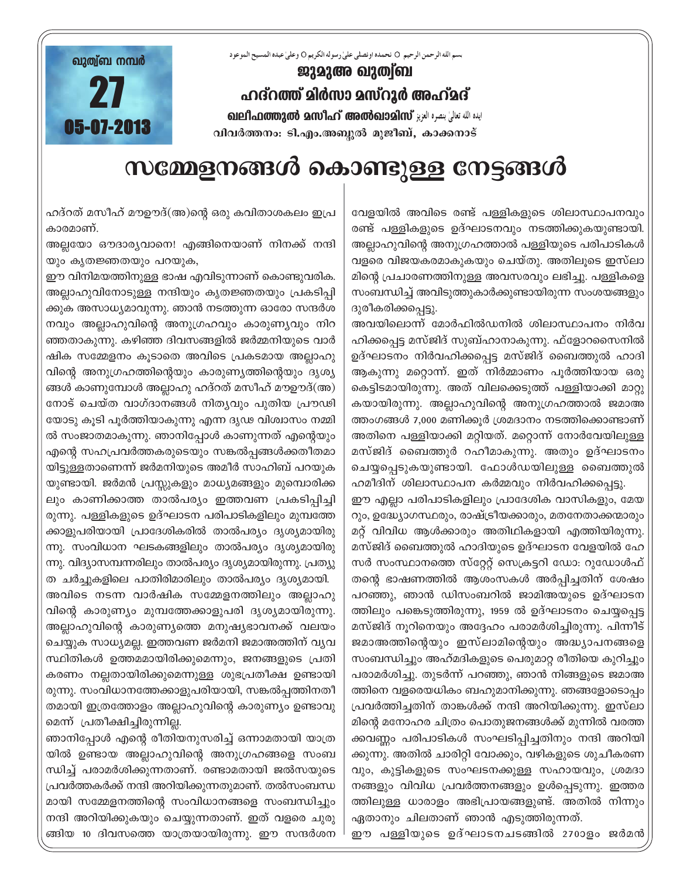ഖുത്വ്ബ നമ്പർ **27** 05-07-2013

بسم الله الرحمن الرحيم ○ نحمده ونصلي على رسوله الكريم ○ وعلى عبده المسيح الموعود

**ജുമുഅ ഖുത്വ്ബ**

**ഹദ്റത്ത് മിർസാ മസ്റൂർ അഹ്മദ്**

**ഖലീഫത്തുൽ മസീഹ് അൽഖാമിസ്** ايده الله تعالىٰ بنصره العزيز

വിവർത്തനം: ടി.എം.അബ്ദുൽ മുജീബ്, കാക്കനാട്

# സമ്മേളനങ്ങൾ കൊണ്ടുള്ള നേട്ടങ്ങൾ

ഹദ്റത് മസീഹ് മൗഊദ്(അ)ന്റെ ഒരു കവിതാശകലം ഇപ്രകാരമാണ്.

അല്ലയോ ഔദാര്യവാനെ! എങ്ങിനെയാണ് നിനക്ക് നന്ദിയും കൃതജ്ഞതയും പറയുക,

ഈ വിനിമയത്തിനുള്ള ഭാഷ എവിടുന്നാണ് കൊണ്ടുവരിക. അല്ലാഹുവിനോടുള്ള നന്ദിയും കൃതജ്ഞതയും പ്രകടിപ്പിക്കുക അസാധ്യമാവുന്നു. ഞാൻ നടത്തുന്ന ഓരോ സന്ദർശനവും അല്ലാഹുവിന്റെ അനുഗ്രഹവും കാരുണ്യവും നിറഞ്ഞതാകുന്നു. കഴിഞ്ഞ ദിവസങ്ങളിൽ ജർമ്മനിയുടെ വാർഷിക സമ്മേളനം കൂടാതെ അവിടെ പ്രകടമായ അല്ലാഹുവിന്റെ അനുഗ്രഹത്തിന്റെയും കാരുണ്യത്തിന്റെയും ദൃശ്യങ്ങൾ കാണുമ്പോൾ അല്ലാഹു ഹദ്റത് മസീഹ് മൗഊദ്(അ)നോട് ചെയ്ത വാഗ്ദാനങ്ങൾ നിത്യവും പുതിയ പ്രൗഢിയോടു കൂടി പൂർത്തിയാകുന്നു എന്ന ദൃഢ വിശ്വാസം നമ്മിൽ സംജാതമാകുന്നു. ഞാനിപ്പോൾ കാണുന്നത് എന്റെയും എന്റെ സഹപ്രവർത്തകരുടെയും സങ്കൽപ്പങ്ങൾക്കതീതമായിട്ടുള്ളതാണെന്ന് ജർമനിയുടെ അമീർ സാഹിബ് പറയുകയുണ്ടായി. ജർമൻ പ്രസ്സുകളും മാധ്യമങ്ങളും മുമ്പൊരിക്കലും കാണിക്കാത്ത താൽപര്യം ഇത്തവണ പ്രകടിപ്പിച്ചിരുന്നു. പള്ളികളുടെ ഉദ്ഘാടന പരിപാടികളിലും മുമ്പത്തേക്കാളുപരിയായി പ്രാദേശികരിൽ താൽപര്യം ദൃശ്യമായിരുന്നു. സംവിധാന ഘടകങ്ങളിലും താൽപര്യം ദൃശ്യമായിരുന്നു. വിദ്യാസമ്പന്നരിലും താൽപര്യം ദൃശ്യമായിരുന്നു. പ്രത്യുത ചർച്ചുകളിലെ പാതിരിമാരിലും താൽപര്യം ദൃശ്യമായി.

അവിടെ നടന്ന വാർഷിക സമ്മേളനത്തിലും അല്ലാഹുവിന്റെ കാരുണ്യം മുമ്പത്തേക്കാളുപരി ദൃശ്യമായിരുന്നു. അല്ലാഹുവിന്റെ കാരുണ്യത്തെ മനുഷ്യഭാവനക്ക് വലയം ചെയ്യുക സാധ്യമല്ല. ഇത്തവണ ജർമനി ജമാഅത്തിന് വ്യവസ്ഥിതികൾ ഉത്തമമായിരിക്കുമെന്നും, ജനങ്ങളുടെ പ്രതികരണം നല്ലതായിരിക്കുമെന്നുള്ള ശുഭപ്രതീക്ഷ ഉണ്ടായിരുന്നു. സംവിധാനത്തേക്കാളുപരിയായി, സങ്കൽപ്പത്തിനതീതമായി ഇത്രത്തോളം അല്ലാഹുവിന്റെ കാരുണ്യം ഉണ്ടാവുമെന്ന് പ്രതീക്ഷിച്ചിരുന്നില്ല.

ഞാനിപ്പോൾ എന്റെ രീതിയനുസരിച്ച് ഒന്നാമതായി യാത്രയിൽ ഉണ്ടായ അല്ലാഹുവിന്റെ അനുഗ്രഹങ്ങളെ സംബന്ധിച്ച് പരാമർശിക്കുന്നതാണ്. രണ്ടാമതായി ജൽസയുടെ പ്രവർത്തകർക്ക് നന്ദി അറിയിക്കുന്നതുമാണ്. തൽസംബന്ധമായി സമ്മേളനത്തിന്റെ സംവിധാനങ്ങളെ സംബന്ധിച്ചും നന്ദി അറിയിക്കുകയും ചെയ്യുന്നതാണ്. ഇത് വളരെ ചുരുങ്ങിയ 10 ദിവസത്തെ യാത്രയായിരുന്നു. ഈ സന്ദർശന വേളയിൽ അവിടെ രണ്ട് പള്ളികളുടെ ശിലാസ്ഥാപനവും രണ്ട് പള്ളികളുടെ ഉദ്ഘാടനവും നടത്തിക്കുകയുണ്ടായി. അല്ലാഹുവിന്റെ അനുഗ്രഹത്താൽ പള്ളിയുടെ പരിപാടികൾ വളരെ വിജയകരമാകുകയും ചെയ്തു. അതിലൂടെ ഇസ്‌ലാമിന്റെ പ്രചാരണത്തിനുള്ള അവസരവും ലഭിച്ചു. പള്ളികളെ സംബന്ധിച്ച് അവിടുത്തുകാർക്കുണ്ടായിരുന്ന സംശയങ്ങളും ദൂരീകരിക്കപ്പെട്ടു.

അവയിലൊന്ന് മോർഫിൽഡനിൽ ശിലാസ്ഥാപനം നിർവഹിക്കപ്പെട്ട മസ്ജിദ് സുബ്ഹാനാകുന്നു. ഫ്ളോറസൈനിൽ ഉദ്ഘാടനം നിർവഹിക്കപ്പെട്ട മസ്ജിദ് ബൈത്തുൽ ഹാദി ആകുന്നു മറ്റൊന്ന്. ഇത് നിർമ്മാണം പൂർത്തിയായ ഒരു കെട്ടിടമായിരുന്നു. അത് വിലക്കെടുത്ത് പള്ളിയാക്കി മാറ്റുകയായിരുന്നു. അല്ലാഹുവിന്റെ അനുഗ്രഹത്താൽ ജമാഅത്തംഗങ്ങൾ 7,000 മണിക്കൂർ ശ്രമദാനം നടത്തിക്കൊണ്ടാണ് അതിനെ പള്ളിയാക്കി മറ്റിയത്. മറ്റൊന്ന് നോർവേയിലുള്ള മസ്ജിദ് ബൈത്തുർ റഹീമാകുന്നു. അതും ഉദ്ഘാടനം ചെയ്യപ്പെടുകയുണ്ടായി. ഫോൾഡയിലുള്ള ബൈത്തുൽ ഹമീദിന് ശിലാസ്ഥാപന കർമ്മവും നിർവഹിക്കപ്പെട്ടു.

ഈ എല്ലാ പരിപാടികളിലും പ്രാദേശിക വാസികളും, മേയറും, ഉദ്യോഗസ്ഥരും, രാഷ്ട്രീയക്കാരും, മതനേതാക്കന്മാരും മറ്റ് വിവിധ ആൾക്കാരും അതിഥികളായി എത്തിയിരുന്നു. മസ്ജിദ് ബൈത്തുൽ ഹാദിയുടെ ഉദ്ഘാടന വേളയിൽ ഹേസർ സംസ്ഥാനത്തെ സ്റ്റേറ്റ് സെക്രട്ടറി ഡോ: റുഡോൾഫ് തന്റെ ഭാഷണത്തിൽ ആശംസകൾ അർപ്പിച്ചതിന് ശേഷം പറഞ്ഞു, ഞാൻ ഡിസംബറിൽ ജാമിഅയുടെ ഉദ്ഘാടനത്തിലും പങ്കെടുത്തിരുന്നു, 1959 ൽ ഉദ്ഘാടനം ചെയ്യപ്പെട്ട മസ്ജിദ് നൂറിനെയും അദ്ദേഹം പരാമർശിച്ചിരുന്നു. പിന്നീട് ജമാഅത്തിന്റെയും ഇസ്‌ലാമിന്റെയും അദ്ധ്യാപനങ്ങളെ സംബന്ധിച്ചും അഹ്മദികളുടെ പെരുമാറ്റ രീതിയെ കുറിച്ചും പരാമർശിച്ചു. തുടർന്ന് പറഞ്ഞു, ഞാൻ നിങ്ങളുടെ ജമാഅത്തിനെ വളരെയധികം ബഹുമാനിക്കുന്നു. ഞങ്ങളോടൊപ്പം പ്രവർത്തിച്ചതിന് താങ്കൾക്ക് നന്ദി അറിയിക്കുന്നു. ഇസ്‌ലാമിന്റെ മനോഹര ചിത്രം പൊതുജനങ്ങൾക്ക് മുന്നിൽ വരത്തക്കവണ്ണം പരിപാടികൾ സംഘടിപ്പിച്ചതിനും നന്ദി അറിയിക്കുന്നു. അതിൽ ചാരിറ്റി വോക്കും, വഴികളുടെ ശുചീകരണവും, കുട്ടികളുടെ സംഘടനക്കുള്ള സഹായവും, ശ്രമദാനങ്ങളും വിവിധ പ്രവർത്തനങ്ങളും ഉൾപ്പെടുന്നു. ഇത്തരത്തിലുള്ള ധാരാളം അഭിപ്രായങ്ങളുണ്ട്. അതിൽ നിന്നും ഏതാനും ചിലതാണ് ഞാൻ എടുത്തിരുന്നത്.

ഈ പള്ളിയുടെ ഉദ്ഘാടനചടങ്ങിൽ 270ാളം ജർമൻ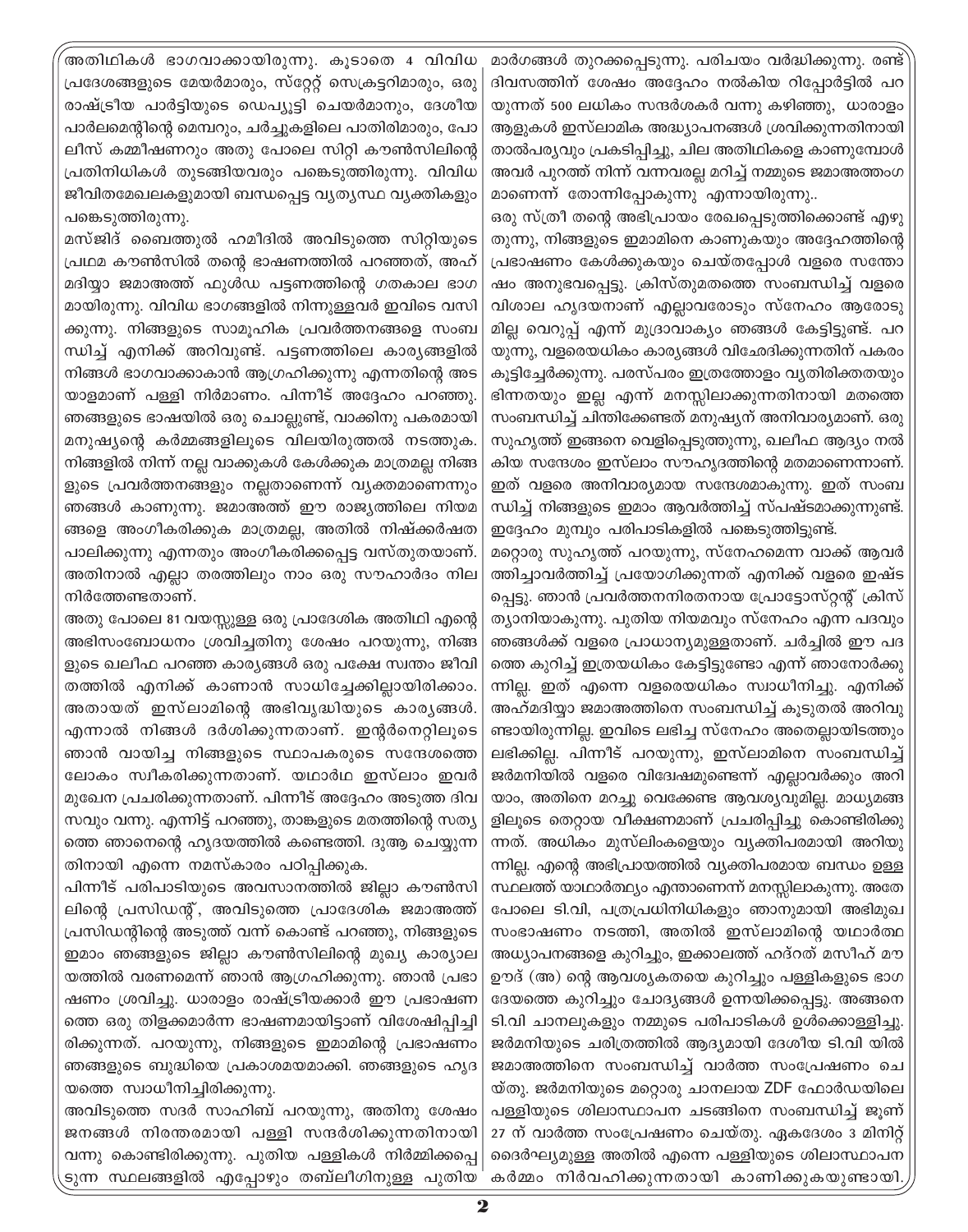അതിഥികൾ ഭാഗവാക്കായിരുന്നു. കൂടാതെ 4 വിവിധ പ്രദേശങ്ങളുടെ മേയർമാരും, സ്റ്റേറ്റ് സെക്രട്ടറിമാരും, ഒരു രാഷ്ട്രീയ പാർട്ടിയുടെ ഡെപ്യൂട്ടി ചെയർമാനും, ദേശീയ പാർലമെന്റിന്റെ മെമ്പറും, ചർച്ചുകളിലെ പാതിരിമാരും, പോലീസ് കമ്മീഷണറും അതു പോലെ സിറ്റി കൗൺസിലിന്റെ പ്രതിനിധികൾ തുടങ്ങിയവരും പങ്കെടുത്തിരുന്നു. വിവിധ ജീവിതമേഖലകളുമായി ബന്ധപ്പെട്ട വ്യത്യസ്ഥ വ്യക്തികളും പങ്കെടുത്തിരുന്നു.

മസ്ജിദ് ബൈത്തുൽ ഹമീദിൽ അവിടുത്തെ സിറ്റിയുടെ പ്രഥമ കൗൺസിൽ തന്റെ ഭാഷണത്തിൽ പറഞ്ഞത്, അഹ്മദിയ്യാ ജമാഅത്ത് ഫുൾഡ പട്ടണത്തിന്റെ ഗതകാല ഭാഗമായിരുന്നു. വിവിധ ഭാഗങ്ങളിൽ നിന്നുള്ളവർ ഇവിടെ വസിക്കുന്നു. നിങ്ങളുടെ സാമൂഹിക പ്രവർത്തനങ്ങളെ സംബന്ധിച്ച് എനിക്ക് അറിവുണ്ട്. പട്ടണത്തിലെ കാര്യങ്ങളിൽ നിങ്ങൾ ഭാഗവാക്കാകാൻ ആഗ്രഹിക്കുന്നു എന്നതിന്റെ അടയാളമാണ് പള്ളി നിർമാണം. പിന്നീട് അദ്ദേഹം പറഞ്ഞു. ഞങ്ങളുടെ ഭാഷയിൽ ഒരു ചൊല്ലുണ്ട്, വാക്കിനു പകരമായി മനുഷ്യന്റെ കർമ്മങ്ങളിലൂടെ വിലയിരുത്തൽ നടത്തുക. നിങ്ങളിൽ നിന്ന് നല്ല വാക്കുകൾ കേൾക്കുക മാത്രമല്ല നിങ്ങളുടെ പ്രവർത്തനങ്ങളും നല്ലതാണെന്ന് വ്യക്തമാണെന്നും ഞങ്ങൾ കാണുന്നു. ജമാഅത്ത് ഈ രാജ്യത്തിലെ നിയമങ്ങളെ അംഗീകരിക്കുക മാത്രമല്ല, അതിൽ നിഷ്ക്കർഷത പാലിക്കുന്നു എന്നതും അംഗീകരിക്കപ്പെട്ട വസ്തുതയാണ്. അതിനാൽ എല്ലാ തരത്തിലും നാം ഒരു സൗഹാർദം നില നിർത്തേണ്ടതാണ്.

അതു പോലെ 81 വയസ്സുള്ള ഒരു പ്രാദേശിക അതിഥി എന്റെ അഭിസംബോധനം ശ്രവിച്ചതിനു ശേഷം പറയുന്നു, നിങ്ങളുടെ ഖലീഫ പറഞ്ഞ കാര്യങ്ങൾ ഒരു പക്ഷേ സ്വന്തം ജീവിതത്തിൽ എനിക്ക് കാണാൻ സാധിച്ചേക്കില്ലായിരിക്കാം. അതായത് ഇസ്ലാമിന്റെ അഭിവൃദ്ധിയുടെ കാര്യങ്ങൾ. എന്നാൽ നിങ്ങൾ ദർശിക്കുന്നതാണ്. ഇന്റർനെറ്റിലൂടെ ഞാൻ വായിച്ച നിങ്ങളുടെ സ്ഥാപകരുടെ സന്ദേശത്തെ ലോകം സ്വീകരിക്കുന്നതാണ്. യഥാർഥ ഇസ്ലാം ഇവർ മുഖേന പ്രചരിക്കുന്നതാണ്. പിന്നീട് അദ്ദേഹം അടുത്ത ദിവസവും വന്നു. എന്നിട്ട് പറഞ്ഞു, താങ്കളുടെ മതത്തിന്റെ സത്യത്തെ ഞാനെന്റെ ഹൃദയത്തിൽ കണ്ടെത്തി. ദുആ ചെയ്യുന്നതിനായി എന്നെ നമസ്കാരം പഠിപ്പിക്കുക.

പിന്നീട് പരിപാടിയുടെ അവസാനത്തിൽ ജില്ലാ കൗൺസിലിന്റെ പ്രസിഡന്റ്, അവിടുത്തെ പ്രാദേശിക ജമാഅത്ത് പ്രസിഡന്റിന്റെ അടുത്ത് വന്ന് കൊണ്ട് പറഞ്ഞു, നിങ്ങളുടെ ഇമാം ഞങ്ങളുടെ ജില്ലാ കൗൺസിലിന്റെ മുഖ്യ കാര്യാലയത്തിൽ വരണമെന്ന് ഞാൻ ആഗ്രഹിക്കുന്നു. ഞാൻ പ്രഭാഷണം ശ്രവിച്ചു. ധാരാളം രാഷ്ട്രീയക്കാർ ഈ പ്രഭാഷണത്തെ ഒരു തിളക്കമാർന്ന ഭാഷണമായിട്ടാണ് വിശേഷിപ്പിച്ചിരിക്കുന്നത്. പറയുന്നു, നിങ്ങളുടെ ഇമാമിന്റെ പ്രഭാഷണം ഞങ്ങളുടെ ബുദ്ധിയെ പ്രകാശമയമാക്കി. ഞങ്ങളുടെ ഹൃദയത്തെ സ്വാധീനിച്ചിരിക്കുന്നു.

അവിടുത്തെ സദർ സാഹിബ് പറയുന്നു, അതിനു ശേഷം ജനങ്ങൾ നിരന്തരമായി പള്ളി സന്ദർശിക്കുന്നതിനായി വന്നു കൊണ്ടിരിക്കുന്നു. പുതിയ പള്ളികൾ നിർമ്മിക്കപ്പെടുന്ന സ്ഥലങ്ങളിൽ എപ്പോഴും തബ്ലീഗിനുള്ള പുതിയ മാർഗങ്ങൾ തുറക്കപ്പെടുന്നു. പരിചയം വർദ്ധിക്കുന്നു. രണ്ട് ദിവസത്തിന് ശേഷം അദ്ദേഹം നൽകിയ റിപ്പോർട്ടിൽ പറയുന്നത് 500 ലധികം സന്ദർശകർ വന്നു കഴിഞ്ഞു, ധാരാളം ആളുകൾ ഇസ്ലാമിക അദ്ധ്യാപനങ്ങൾ ശ്രവിക്കുന്നതിനായി താൽപര്യവും പ്രകടിപ്പിച്ചു, ചില അതിഥികളെ കാണുമ്പോൾ അവർ പുറത്ത് നിന്ന് വന്നവരല്ല മറിച്ച് നമ്മുടെ ജമാഅത്തംഗമാണെന്ന് തോന്നിപ്പോകുന്നു എന്നായിരുന്നു..

ഒരു സ്ത്രീ തന്റെ അഭിപ്രായം രേഖപ്പെടുത്തിക്കൊണ്ട് എഴുതുന്നു, നിങ്ങളുടെ ഇമാമിനെ കാണുകയും അദ്ദേഹത്തിന്റെ പ്രഭാഷണം കേൾക്കുകയും ചെയ്തപ്പോൾ വളരെ സന്തോഷം അനുഭവപ്പെട്ടു. ക്രിസ്തുമതത്തെ സംബന്ധിച്ച് വളരെ വിശാല ഹൃദയനാണ് എല്ലാവരോടും സ്നേഹം ആരോടുമില്ല വെറുപ്പ് എന്ന് മുദ്രാവാക്യം ഞങ്ങൾ കേട്ടിട്ടുണ്ട്. പറയുന്നു, വളരെയധികം കാര്യങ്ങൾ വിഛേദിക്കുന്നതിന് പകരം കൂട്ടിച്ചേർക്കുന്നു. പരസ്പരം ഇത്രത്തോളം വ്യതിരിക്തതയും ഭിന്നതയും ഇല്ല എന്ന് മനസ്സിലാക്കുന്നതിനായി മതത്തെ സംബന്ധിച്ച് ചിന്തിക്കേണ്ടത് മനുഷ്യന് അനിവാര്യമാണ്. ഒരു സുഹൃത്ത് ഇങ്ങനെ വെളിപ്പെടുത്തുന്നു, ഖലീഫ ആദ്യം നൽകിയ സന്ദേശം ഇസ്ലാം സൗഹൃദത്തിന്റെ മതമാണെന്നാണ്. ഇത് വളരെ അനിവാര്യമായ സന്ദേശമാകുന്നു. ഇത് സംബന്ധിച്ച് നിങ്ങളുടെ ഇമാം ആവർത്തിച്ച് സ്പഷ്ടമാക്കുന്നുണ്ട്. ഇദ്ദേഹം മുമ്പും പരിപാടികളിൽ പങ്കെടുത്തിട്ടുണ്ട്.

മറ്റൊരു സുഹൃത്ത് പറയുന്നു, സ്നേഹമെന്ന വാക്ക് ആവർത്തിച്ചാവർത്തിച്ച് പ്രയോഗിക്കുന്നത് എനിക്ക് വളരെ ഇഷ്ടപ്പെട്ടു. ഞാൻ പ്രവർത്തനനിരതനായ പ്രോട്ടോസ്റ്റന്റ് ക്രിസ്ത്യാനിയാകുന്നു. പുതിയ നിയമവും സ്നേഹം എന്ന പദവും ഞങ്ങൾക്ക് വളരെ പ്രാധാന്യമുള്ളതാണ്. ചർച്ചിൽ ഈ പദത്തെ കുറിച്ച് ഇത്രയധികം കേട്ടിട്ടുണ്ടോ എന്ന് ഞാനോർക്കുന്നില്ല. ഇത് എന്നെ വളരെയധികം സ്വാധീനിച്ചു. എനിക്ക് അഹ്മദിയ്യാ ജമാഅത്തിനെ സംബന്ധിച്ച് കൂടുതൽ അറിവുണ്ടായിരുന്നില്ല. ഇവിടെ ലഭിച്ച സ്നേഹം അതെല്ലായിടത്തും ലഭിക്കില്ല. പിന്നീട് പറയുന്നു, ഇസ്ലാമിനെ സംബന്ധിച്ച് ജർമനിയിൽ വളരെ വിദ്വേഷമുണ്ടെന്ന് എല്ലാവർക്കും അറിയാം, അതിനെ മറച്ചു വെക്കേണ്ട ആവശ്യവുമില്ല. മാധ്യമങ്ങളിലൂടെ തെറ്റായ വീക്ഷണമാണ് പ്രചരിപ്പിച്ചു കൊണ്ടിരിക്കുന്നത്. അധികം മുസ്ലിംകളെയും വ്യക്തിപരമായി അറിയുന്നില്ല. എന്റെ അഭിപ്രായത്തിൽ വ്യക്തിപരമായ ബന്ധം ഉള്ള സ്ഥലത്ത് യാഥാർത്ഥ്യം എന്താണെന്ന് മനസ്സിലാകുന്നു. അതേ പോലെ ടി.വി, പത്രപ്രധിനിധികളും ഞാനുമായി അഭിമുഖ സംഭാഷണം നടത്തി, അതിൽ ഇസ്ലാമിന്റെ യഥാർത്ഥ അധ്യാപനങ്ങളെ കുറിച്ചും, ഇക്കാലത്ത് ഹദ്റത് മസീഹ് മൗഊദ് (അ) ന്റെ ആവശ്യകതയെ കുറിച്ചും പള്ളികളുടെ ഭാഗദേയത്തെ കുറിച്ചും ചോദ്യങ്ങൾ ഉന്നയിക്കപ്പെട്ടു. അങ്ങനെ ടി.വി ചാനലുകളും നമ്മുടെ പരിപാടികൾ ഉൾക്കൊള്ളിച്ചു. ജർമനിയുടെ ചരിത്രത്തിൽ ആദ്യമായി ദേശീയ ടി.വി യിൽ ജമാഅത്തിനെ സംബന്ധിച്ച് വാർത്ത സംപ്രേഷണം ചെയ്തു. ജർമനിയുടെ മറ്റൊരു ചാനലായ ZDF ഫോർഡയിലെ പള്ളിയുടെ ശിലാസ്ഥാപന ചടങ്ങിനെ സംബന്ധിച്ച് ജൂൺ 27 ന് വാർത്ത സംപ്രേഷണം ചെയ്തു. ഏകദേശം 3 മിനിറ്റ് ദൈർഘ്യമുള്ള അതിൽ എന്നെ പള്ളിയുടെ ശിലാസ്ഥാപന കർമ്മം നിർവഹിക്കുന്നതായി കാണിക്കുകയുണ്ടായി.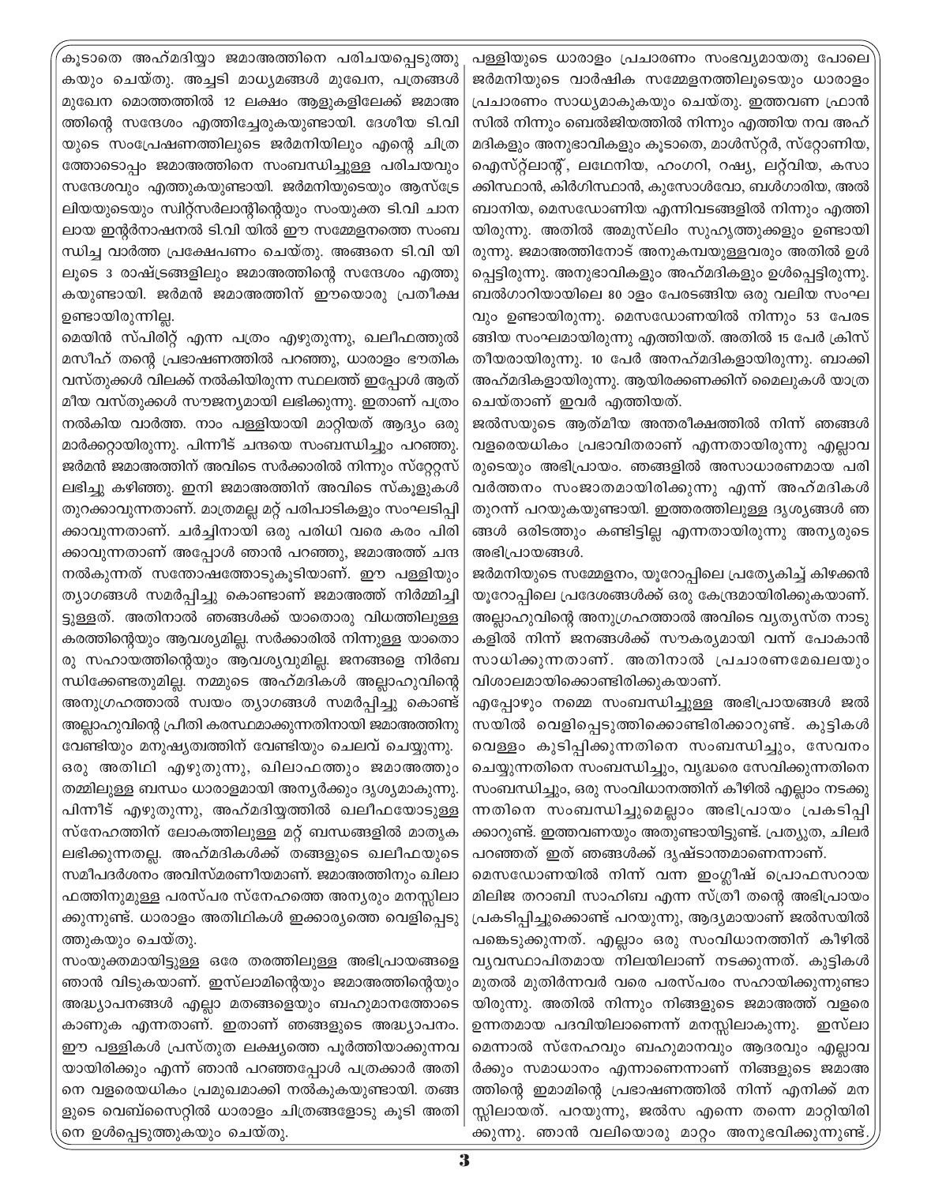കൂടാതെ അഹ്മദിയ്യാ ജമാഅത്തിനെ പരിചയപ്പെടുത്തുകയും ചെയ്തു. അച്ചടി മാധ്യമങ്ങൾ മുഖേന, പത്രങ്ങൾ മുഖേന മൊത്തത്തിൽ 12 ലക്ഷം ആളുകളിലേക്ക് ജമാഅത്തിന്റെ സന്ദേശം എത്തിച്ചേരുകയുണ്ടായി. ദേശീയ ടി.വിയുടെ സംപ്രേഷണത്തിലൂടെ ജർമനിയിലും എന്റെ ചിത്രത്തോടൊപ്പം ജമാഅത്തിനെ സംബന്ധിച്ചുള്ള പരിചയവും സന്ദേശവും എത്തുകയുണ്ടായി. ജർമനിയുടെയും ആസ്ട്രേലിയയുടെയും സ്വിറ്റ്സർലാന്റിന്റെയും സംയുക്ത ടി.വി ചാനലായ ഇന്റർനാഷനൽ ടി.വി യിൽ ഈ സമ്മേളനത്തെ സംബന്ധിച്ച വാർത്ത പ്രക്ഷേപണം ചെയ്തു. അങ്ങനെ ടി.വി യിലൂടെ 3 രാഷ്ട്രങ്ങളിലും ജമാഅത്തിന്റെ സന്ദേശം എത്തുകയുണ്ടായി. ജർമൻ ജമാഅത്തിന് ഈയൊരു പ്രതീക്ഷ ഉണ്ടായിരുന്നില്ല.

മെയിൻ സ്പിരിറ്റ് എന്ന പത്രം എഴുതുന്നു, ഖലീഫത്തുൽ മസീഹ് തന്റെ പ്രഭാഷണത്തിൽ പറഞ്ഞു, ധാരാളം ഭൗതിക വസ്തുക്കൾ വിലക്ക് നൽകിയിരുന്ന സ്ഥലത്ത് ഇപ്പോൾ ആത്മീയ വസ്തുക്കൾ സൗജന്യമായി ലഭിക്കുന്നു. ഇതാണ് പത്രം നൽകിയ വാർത്ത. നാം പള്ളിയായി മാറ്റിയത് ആദ്യം ഒരു മാർക്കറ്റായിരുന്നു. പിന്നീട് ചന്ദയെ സംബന്ധിച്ചും പറഞ്ഞു. ജർമൻ ജമാഅത്തിന് അവിടെ സർക്കാരിൽ നിന്നും സ്റ്റേറ്റസ് ലഭിച്ചു കഴിഞ്ഞു. ഇനി ജമാഅത്തിന് അവിടെ സ്കൂളുകൾ തുറക്കാവുന്നതാണ്. മാത്രമല്ല മറ്റ് പരിപാടികളും സംഘടിപ്പിക്കാവുന്നതാണ്. ചർച്ചിനായി ഒരു പരിധി വരെ കരം പിരിക്കാവുന്നതാണ് അപ്പോൾ ഞാൻ പറഞ്ഞു, ജമാഅത്ത് ചന്ദ നൽകുന്നത് സന്തോഷത്തോടുകൂടിയാണ്. ഈ പള്ളിയും ത്യാഗങ്ങൾ സമർപ്പിച്ചു കൊണ്ടാണ് ജമാഅത്ത് നിർമ്മിച്ചിട്ടുള്ളത്. അതിനാൽ ഞങ്ങൾക്ക് യാതൊരു വിധത്തിലുള്ള കരത്തിന്റെയും ആവശ്യമില്ല. സർക്കാരിൽ നിന്നുള്ള യാതൊരു സഹായത്തിന്റെയും ആവശ്യവുമില്ല. ജനങ്ങളെ നിർബന്ധിക്കേണ്ടതുമില്ല. നമ്മുടെ അഹ്മദികൾ അല്ലാഹുവിന്റെ അനുഗ്രഹത്താൽ സ്വയം ത്യാഗങ്ങൾ സമർപ്പിച്ചു കൊണ്ട് അല്ലാഹുവിന്റെ പ്രീതി കരസ്ഥമാക്കുന്നതിനായി ജമാഅത്തിനു വേണ്ടിയും മനുഷ്യത്വത്തിന് വേണ്ടിയും ചെലവ് ചെയ്യുന്നു.

ഒരു അതിഥി എഴുതുന്നു, ഖിലാഫത്തും ജമാഅത്തും തമ്മിലുള്ള ബന്ധം ധാരാളമായി അന്യർക്കും ദൃശ്യമാകുന്നു. പിന്നീട് എഴുതുന്നു, അഹ്മദിയ്യത്തിൽ ഖലീഫയോടുള്ള സ്നേഹത്തിന് ലോകത്തിലുള്ള മറ്റ് ബന്ധങ്ങളിൽ മാതൃക ലഭിക്കുന്നതല്ല. അഹ്മദികൾക്ക് തങ്ങളുടെ ഖലീഫയുടെ സമീപദർശനം അവിസ്മരണീയമാണ്. ജമാഅത്തിനും ഖിലാഫത്തിനുമുള്ള പരസ്പര സ്നേഹത്തെ അന്യരും മനസ്സിലാക്കുന്നുണ്ട്. ധാരാളം അതിഥികൾ ഇക്കാര്യത്തെ വെളിപ്പെടുത്തുകയും ചെയ്തു.

സംയുക്തമായിട്ടുള്ള ഒരേ തരത്തിലുള്ള അഭിപ്രായങ്ങളെ ഞാൻ വിടുകയാണ്. ഇസ്ലാമിന്റെയും ജമാഅത്തിന്റെയും അദ്ധ്യാപനങ്ങൾ എല്ലാ മതങ്ങളെയും ബഹുമാനത്തോടെ കാണുക എന്നതാണ്. ഇതാണ് ഞങ്ങളുടെ അദ്ധ്യാപനം. ഈ പള്ളികൾ പ്രസ്തുത ലക്ഷ്യത്തെ പൂർത്തിയാക്കുന്നവയായിരിക്കും എന്ന് ഞാൻ പറഞ്ഞപ്പോൾ പത്രക്കാർ അതിനെ വളരെയധികം പ്രമുഖമാക്കി നൽകുകയുണ്ടായി. തങ്ങളുടെ വെബ്സൈറ്റിൽ ധാരാളം ചിത്രങ്ങളോടു കൂടി അതിനെ ഉൾപ്പെടുത്തുകയും ചെയ്തു.

പള്ളിയുടെ ധാരാളം പ്രചാരണം സംഭവ്യമായതു പോലെ ജർമനിയുടെ വാർഷിക സമ്മേളനത്തിലൂടെയും ധാരാളം പ്രചാരണം സാധ്യമാകുകയും ചെയ്തു. ഇത്തവണ ഫ്രാൻസിൽ നിന്നും ബെൽജിയത്തിൽ നിന്നും എത്തിയ നവ അഹ്മദികളും അനുഭാവികളും കൂടാതെ, മാൾസ്റ്റർ, സ്റ്റോണിയ, ഐസ്റ്റ്ലാന്റ്, ലഥേനിയ, ഹംഗറി, റഷ്യ, ലറ്റ്വിയ, കസാക്കിസ്ഥാൻ, കിർഗിസ്ഥാൻ, കൂസോൾവോ, ബൾഗാരിയ, അൽബാനിയ, മെസഡോണിയ എന്നിവടങ്ങളിൽ നിന്നും എത്തിയിരുന്നു. അതിൽ അമുസ്ലിം സുഹൃത്തുക്കളും ഉണ്ടായിരുന്നു. ജമാഅത്തിനോട് അനുകമ്പയുള്ളവരും അതിൽ ഉൾപ്പെട്ടിരുന്നു. അനുഭാവികളും അഹ്മദികളും ഉൾപ്പെട്ടിരുന്നു. ബൽഗാറിയായിലെ 80 ാളം പേരടങ്ങിയ ഒരു വലിയ സംഘവും ഉണ്ടായിരുന്നു. മെസഡോണയിൽ നിന്നും 53 പേരടങ്ങിയ സംഘമായിരുന്നു എത്തിയത്. അതിൽ 15 പേർ ക്രിസ്തീയരായിരുന്നു. 10 പേർ അനഹ്മദികളായിരുന്നു. ബാക്കി അഹ്മദികളായിരുന്നു. ആയിരക്കണക്കിന് മൈലുകൾ യാത്ര ചെയ്താണ് ഇവർ എത്തിയത്.

ജൽസയുടെ ആത്മീയ അന്തരീക്ഷത്തിൽ നിന്ന് ഞങ്ങൾ വളരെയധികം പ്രഭാവിതരാണ് എന്നതായിരുന്നു എല്ലാവരുടെയും അഭിപ്രായം. ഞങ്ങളിൽ അസാധാരണമായ പരിവർത്തനം സംജാതമായിരിക്കുന്നു എന്ന് അഹ്മദികൾ തുറന്ന് പറയുകയുണ്ടായി. ഇത്തരത്തിലുള്ള ദൃശ്യങ്ങൾ ഞങ്ങൾ ഒരിടത്തും കണ്ടിട്ടില്ല എന്നതായിരുന്നു അന്യരുടെ അഭിപ്രായങ്ങൾ.

ജർമനിയുടെ സമ്മേളനം, യൂറോപ്പിലെ പ്രത്യേകിച്ച് കിഴക്കൻ യൂറോപ്പിലെ പ്രദേശങ്ങൾക്ക് ഒരു കേന്ദ്രമായിരിക്കുകയാണ്. അല്ലാഹുവിന്റെ അനുഗ്രഹത്താൽ അവിടെ വ്യത്യസ്ത നാടുകളിൽ നിന്ന് ജനങ്ങൾക്ക് സൗകര്യമായി വന്ന് പോകാൻ സാധിക്കുന്നതാണ്. അതിനാൽ പ്രചാരണമേഖലയും വിശാലമായിക്കൊണ്ടിരിക്കുകയാണ്.

എപ്പോഴും നമ്മെ സംബന്ധിച്ചുള്ള അഭിപ്രായങ്ങൾ ജൽസയിൽ വെളിപ്പെടുത്തിക്കൊണ്ടിരിക്കാറുണ്ട്. കുട്ടികൾ വെള്ളം കുടിപ്പിക്കുന്നതിനെ സംബന്ധിച്ചും, സേവനം ചെയ്യുന്നതിനെ സംബന്ധിച്ചും, വൃദ്ധരെ സേവിക്കുന്നതിനെ സംബന്ധിച്ചും, ഒരു സംവിധാനത്തിന് കീഴിൽ എല്ലാം നടക്കുന്നതിനെ സംബന്ധിച്ചുമെല്ലാം അഭിപ്രായം പ്രകടിപ്പിക്കാറുണ്ട്. ഇത്തവണയും അതുണ്ടായിട്ടുണ്ട്. പ്രത്യുത, ചിലർ പറഞ്ഞത് ഇത് ഞങ്ങൾക്ക് ദൃഷ്ടാന്തമാണെന്നാണ്.

മെസഡോണയിൽ നിന്ന് വന്ന ഇംഗ്ലീഷ് പ്രൊഫസറായ മിലിജ തറാബി സാഹിബ എന്ന സ്ത്രീ തന്റെ അഭിപ്രായം പ്രകടിപ്പിച്ചുകൊണ്ട് പറയുന്നു, ആദ്യമായാണ് ജൽസയിൽ പങ്കെടുക്കുന്നത്. എല്ലാം ഒരു സംവിധാനത്തിന് കീഴിൽ വ്യവസ്ഥാപിതമായ നിലയിലാണ് നടക്കുന്നത്. കുട്ടികൾ മുതൽ മുതിർന്നവർ വരെ പരസ്പരം സഹായിക്കുന്നുണ്ടായിരുന്നു. അതിൽ നിന്നും നിങ്ങളുടെ ജമാഅത്ത് വളരെ ഉന്നതമായ പദവിയിലാണെന്ന് മനസ്സിലാകുന്നു. ഇസ്ലാമെന്നാൽ സ്നേഹവും ബഹുമാനവും ആദരവും എല്ലാവർക്കും സമാധാനം എന്നാണെന്നാണ് നിങ്ങളുടെ ജമാഅത്തിന്റെ ഇമാമിന്റെ പ്രഭാഷണത്തിൽ നിന്ന് എനിക്ക് മനസ്സിലായത്. പറയുന്നു, ജൽസ എന്നെ തന്നെ മാറ്റിയിരിക്കുന്നു. ഞാൻ വലിയൊരു മാറ്റം അനുഭവിക്കുന്നുണ്ട്.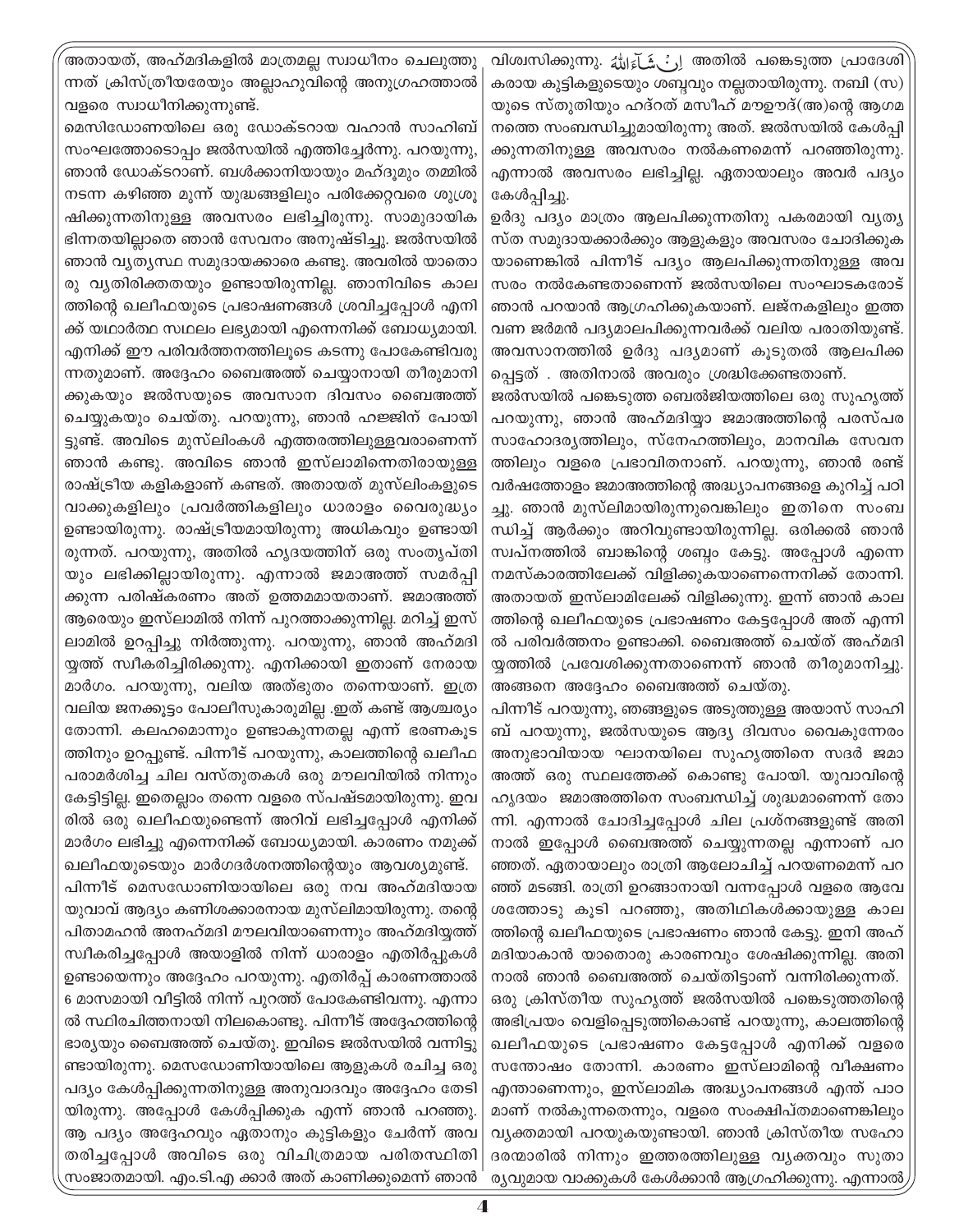അതായത്, അഹ്മദികളിൽ മാത്രമല്ല സ്വാധീനം ചെലുത്തുന്നത് ക്രിസ്ത്രീയരേയും അല്ലാഹുവിന്റെ അനുഗ്രഹത്താൽ വളരെ സ്വാധീനിക്കുന്നുണ്ട്.

മെസിഡോണയിലെ ഒരു ഡോക്ടറായ വഹാൻ സാഹിബ് സംഘത്തോടൊപ്പം ജൽസയിൽ എത്തിച്ചേർന്നു. പറയുന്നു, ഞാൻ ഡോക്ടറാണ്. ബൽക്കാനിയായും മഹ്ദൂമും തമ്മിൽ നടന്ന കഴിഞ്ഞ മൂന്ന് യുദ്ധങ്ങളിലും പരിക്കേറ്റവരെ ശുശ്രൂഷിക്കുന്നതിനുള്ള അവസരം ലഭിച്ചിരുന്നു. സാമുദായിക ഭിന്നതയില്ലാതെ ഞാൻ സേവനം അനുഷ്ടിച്ചു. ജൽസയിൽ ഞാൻ വ്യത്യസ്ഥ സമുദായക്കാരെ കണ്ടു. അവരിൽ യാതൊരു വ്യതിരിക്തതയും ഉണ്ടായിരുന്നില്ല. ഞാനിവിടെ കാലത്തിന്റെ ഖലീഫയുടെ പ്രഭാഷണങ്ങൾ ശ്രവിച്ചപ്പോൾ എനിക്ക് യഥാർത്ഥ സ്ഥലം ലഭ്യമായി എന്നെനിക്ക് ബോധ്യമായി. എനിക്ക് ഈ പരിവർത്തനത്തിലൂടെ കടന്നു പോകേണ്ടിവരുന്നതുമാണ്. അദ്ദേഹം ബൈഅത്ത് ചെയ്യാനായി തീരുമാനിക്കുകയും ജൽസയുടെ അവസാന ദിവസം ബൈഅത്ത് ചെയ്യുകയും ചെയ്തു. പറയുന്നു, ഞാൻ ഹജ്ജിന് പോയിട്ടുണ്ട്. അവിടെ മുസ്ലിംകൾ ഏത്തരത്തിലുള്ളവരാണെന്ന് ഞാൻ കണ്ടു. അവിടെ ഞാൻ ഇസ്ലാമിനെതിരായുള്ള രാഷ്ട്രീയ കളികളാണ് കണ്ടത്. അതായത് മുസ്ലിംകളുടെ വാക്കുകളിലും പ്രവർത്തികളിലും ധാരാളം വൈരുദ്ധ്യം ഉണ്ടായിരുന്നു. രാഷ്ട്രീയമായിരുന്നു അധികവും ഉണ്ടായിരുന്നത്. പറയുന്നു, അതിൽ ഹൃദയത്തിന് ഒരു സംതൃപ്തിയും ലഭിക്കില്ലായിരുന്നു. എന്നാൽ ജമാഅത്ത് സമർപ്പിക്കുന്ന പരിഷ്കരണം അത് ഉത്തമമായതാണ്. ജമാഅത്ത് ആരെയും ഇസ്ലാമിൽ നിന്ന് പുറത്താക്കുന്നില്ല. മറിച്ച് ഇസ്ലാമിൽ ഉറപ്പിച്ചു നിർത്തുന്നു. പറയുന്നു, ഞാൻ അഹ്മദിയ്യത്ത് സ്വീകരിച്ചിരിക്കുന്നു. എനിക്കായി ഇതാണ് നേരായ മാർഗം. പറയുന്നു, വലിയ അത്ഭുതം തന്നെയാണ്. ഇത്ര വലിയ ജനക്കൂട്ടം പോലീസുകാരുമില്ല .ഇത് കണ്ട് ആശ്ചര്യം തോന്നി. കലഹമൊന്നും ഉണ്ടാകുന്നതല്ല എന്ന് ഭരണകൂടത്തിനും ഉറപ്പുണ്ട്. പിന്നീട് പറയുന്നു, കാലത്തിന്റെ ഖലീഫ പരാമർശിച്ച ചില വസ്തുതകൾ ഒരു മൗലവിയിൽ നിന്നും കേട്ടിട്ടില്ല. ഇതെല്ലാം തന്നെ വളരെ സ്പഷ്ടമായിരുന്നു. ഇവരിൽ ഒരു ഖലീഫയുണ്ടെന്ന് അറിവ് ലഭിച്ചപ്പോൾ എനിക്ക് മാർഗം ലഭിച്ചു എന്നെനിക്ക് ബോധ്യമായി. കാരണം നമുക്ക് ഖലീഫയുടെയും മാർഗദർശനത്തിന്റെയും ആവശ്യമുണ്ട്.

പിന്നീട് മെസഡോണിയായിലെ ഒരു നവ അഹ്മദിയായ യുവാവ് ആദ്യം കണിശക്കാരനായ മുസ്ലിമായിരുന്നു. തന്റെ പിതാമഹൻ അനഹ്മദി മൗലവിയാണെന്നും അഹ്മദിയ്യത്ത് സ്വീകരിച്ചപ്പോൾ അയാളിൽ നിന്ന് ധാരാളം എതിർപ്പുകൾ ഉണ്ടായെന്നും അദ്ദേഹം പറയുന്നു. എതിർപ്പ് കാരണത്താൽ 6 മാസമായി വീട്ടിൽ നിന്ന് പുറത്ത് പോകേണ്ടിവന്നു. എന്നാൽ സ്ഥിരചിത്തനായി നിലകൊണ്ടു. പിന്നീട് അദ്ദേഹത്തിന്റെ ഭാര്യയും ബൈഅത്ത് ചെയ്തു. ഇവിടെ ജൽസയിൽ വന്നിട്ടുണ്ടായിരുന്നു. മെസഡോണിയായിലെ ആളുകൾ രചിച്ച ഒരു പദ്യം കേൾപ്പിക്കുന്നതിനുള്ള അനുവാദവും അദ്ദേഹം തേടിയിരുന്നു. അപ്പോൾ കേൾപ്പിക്കുക എന്ന് ഞാൻ പറഞ്ഞു. ആ പദ്യം അദ്ദേഹവും ഏതാനും കുട്ടികളും ചേർന്ന് അവതരിച്ചപ്പോൾ അവിടെ ഒരു വിചിത്രമായ പരിതസ്ഥിതി സംജാതമായി. എം.ടി.എ ക്കാർ അത് കാണിക്കുമെന്ന് ഞാൻ വിശ്വസിക്കുന്നു. اِنْ شَآءَ اللّٰهُ അതിൽ പങ്കെടുത്ത പ്രാദേശികരായ കുട്ടികളുടെയും ശബ്ദവും നല്ലതായിരുന്നു. നബി (സ) യുടെ സ്തുതിയും ഹദ്റത് മസീഹ് മൗഊദ്(അ)ന്റെ ആഗമനത്തെ സംബന്ധിച്ചുമായിരുന്നു അത്. ജൽസയിൽ കേൾപ്പിക്കുന്നതിനുള്ള അവസരം നൽകണമെന്ന് പറഞ്ഞിരുന്നു. എന്നാൽ അവസരം ലഭിച്ചില്ല. ഏതായാലും അവർ പദ്യം കേൾപ്പിച്ചു.

ഉർദു പദ്യം മാത്രം ആലപിക്കുന്നതിനു പകരമായി വ്യത്യസ്ത സമുദായക്കാർക്കും ആളുകളും അവസരം ചോദിക്കുകയാണെങ്കിൽ പിന്നീട് പദ്യം ആലപിക്കുന്നതിനുള്ള അവസരം നൽകേണ്ടതാണെന്ന് ജൽസയിലെ സംഘാടകരോട് ഞാൻ പറയാൻ ആഗ്രഹിക്കുകയാണ്. ലജ്നകളിലും ഇത്തവണ ജർമൻ പദ്യമാലപിക്കുന്നവർക്ക് വലിയ പരാതിയുണ്ട്. അവസാനത്തിൽ ഉർദു പദ്യമാണ് കൂടുതൽ ആലപിക്കപ്പെട്ടത് . അതിനാൽ അവരും ശ്രദ്ധിക്കേണ്ടതാണ്.

ജൽസയിൽ പങ്കെടുത്ത ബെൽജിയത്തിലെ ഒരു സുഹൃത്ത് പറയുന്നു, ഞാൻ അഹ്മദിയ്യാ ജമാഅത്തിന്റെ പരസ്പര സാഹോദര്യത്തിലും, സ്നേഹത്തിലും, മാനവിക സേവനത്തിലും വളരെ പ്രഭാവിതനാണ്. പറയുന്നു, ഞാൻ രണ്ട് വർഷത്തോളം ജമാഅത്തിന്റെ അദ്ധ്യാപനങ്ങളെ കുറിച്ച് പഠിച്ചു. ഞാൻ മുസ്ലിമായിരുന്നുവെങ്കിലും ഇതിനെ സംബന്ധിച്ച് ആർക്കും അറിവുണ്ടായിരുന്നില്ല. ഒരിക്കൽ ഞാൻ സ്വപ്നത്തിൽ ബാങ്കിന്റെ ശബ്ദം കേട്ടു. അപ്പോൾ എന്നെ നമസ്കാരത്തിലേക്ക് വിളിക്കുകയാണെന്നെനിക്ക് തോന്നി. അതായത് ഇസ്ലാമിലേക്ക് വിളിക്കുന്നു. ഇന്ന് ഞാൻ കാലത്തിന്റെ ഖലീഫയുടെ പ്രഭാഷണം കേട്ടപ്പോൾ അത് എന്നിൽ പരിവർത്തനം ഉണ്ടാക്കി. ബൈഅത്ത് ചെയ്ത് അഹ്മദിയ്യത്തിൽ പ്രവേശിക്കുന്നതാണെന്ന് ഞാൻ തീരുമാനിച്ചു. അങ്ങനെ അദ്ദേഹം ബൈഅത്ത് ചെയ്തു.

പിന്നീട് പറയുന്നു, ഞങ്ങളുടെ അടുത്തുള്ള അയാസ് സാഹിബ് പറയുന്നു, ജൽസയുടെ ആദ്യ ദിവസം വൈകുന്നേരം അനുഭാവിയായ ഘാനയിലെ സുഹൃത്തിനെ സദർ ജമാഅത്ത് ഒരു സ്ഥലത്തേക്ക് കൊണ്ടു പോയി. യുവാവിന്റെ ഹൃദയം ജമാഅത്തിനെ സംബന്ധിച്ച് ശുദ്ധമാണെന്ന് തോന്നി. എന്നാൽ ചോദിച്ചപ്പോൾ ചില പ്രശ്നങ്ങളുണ്ട് അതിനാൽ ഇപ്പോൾ ബൈഅത്ത് ചെയ്യുന്നതല്ല എന്നാണ് പറഞ്ഞത്. ഏതായാലും രാത്രി ആലോചിച്ച് പറയണമെന്ന് പറഞ്ഞ് മടങ്ങി. രാത്രി ഉറങ്ങാനായി വന്നപ്പോൾ വളരെ ആവേശത്തോടു കൂടി പറഞ്ഞു, അതിഥികൾക്കായുള്ള കാലത്തിന്റെ ഖലീഫയുടെ പ്രഭാഷണം ഞാൻ കേട്ടു. ഇനി അഹ്മദിയാകാൻ യാതൊരു കാരണവും ശേഷിക്കുന്നില്ല. അതിനാൽ ഞാൻ ബൈഅത്ത് ചെയ്തിട്ടാണ് വന്നിരിക്കുന്നത്.

ഒരു ക്രിസ്തീയ സുഹൃത്ത് ജൽസയിൽ പങ്കെടുത്തതിന്റെ അഭിപ്രായം വെളിപ്പെടുത്തികൊണ്ട് പറയുന്നു, കാലത്തിന്റെ ഖലീഫയുടെ പ്രഭാഷണം കേട്ടപ്പോൾ എനിക്ക് വളരെ സന്തോഷം തോന്നി. കാരണം ഇസ്ലാമിന്റെ വീക്ഷണം എന്താണെന്നും, ഇസ്ലാമിക അദ്ധ്യാപനങ്ങൾ എന്ത് പാഠമാണ് നൽകുന്നതെന്നും, വളരെ സംക്ഷിപ്തമാണെങ്കിലും വ്യക്തമായി പറയുകയുണ്ടായി. ഞാൻ ക്രിസ്തീയ സഹോദരന്മാരിൽ നിന്നും ഇത്തരത്തിലുള്ള വ്യക്തവും സുതാര്യവുമായ വാക്കുകൾ കേൾക്കാൻ ആഗ്രഹിക്കുന്നു. എന്നാൽ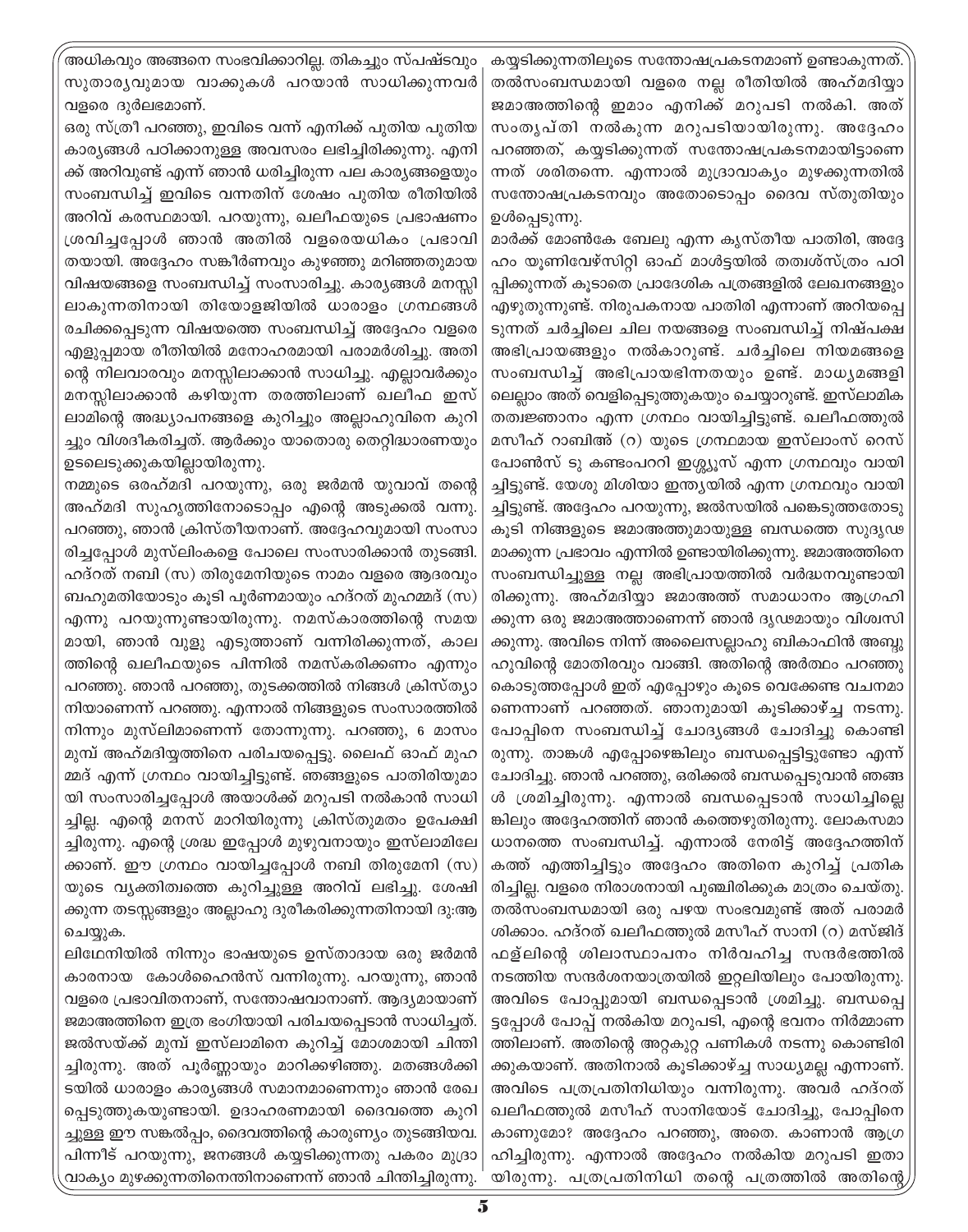അധികവും അങ്ങനെ സംഭവിക്കാറില്ല. തികച്ചും സ്പഷ്ടവും സുതാര്യവുമായ വാക്കുകൾ പറയാൻ സാധിക്കുന്നവർ വളരെ ദുർലഭമാണ്.

ഒരു സ്ത്രീ പറഞ്ഞു, ഇവിടെ വന്ന് എനിക്ക് പുതിയ പുതിയ കാര്യങ്ങൾ പഠിക്കാനുള്ള അവസരം ലഭിച്ചിരിക്കുന്നു. എനിക്ക് അറിവുണ്ട് എന്ന് ഞാൻ ധരിച്ചിരുന്ന പല കാര്യങ്ങളെയും സംബന്ധിച്ച് ഇവിടെ വന്നതിന് ശേഷം പുതിയ രീതിയിൽ അറിവ് കരസ്ഥമായി. പറയുന്നു, ഖലീഫയുടെ പ്രഭാഷണം ശ്രവിച്ചപ്പോൾ ഞാൻ അതിൽ വളരെയധികം പ്രഭാവിതയായി. അദ്ദേഹം സങ്കീർണവും കുഴഞ്ഞു മറിഞ്ഞതുമായ വിഷയങ്ങളെ സംബന്ധിച്ച് സംസാരിച്ചു. കാര്യങ്ങൾ മനസ്സിലാകുന്നതിനായി തിയോളജിയിൽ ധാരാളം ഗ്രന്ഥങ്ങൾ രചിക്കപ്പെടുന്ന വിഷയത്തെ സംബന്ധിച്ച് അദ്ദേഹം വളരെ എളുപ്പമായ രീതിയിൽ മനോഹരമായി പരാമർശിച്ചു. അതിന്റെ നിലവാരവും മനസ്സിലാക്കാൻ സാധിച്ചു. എല്ലാവർക്കും മനസ്സിലാക്കാൻ കഴിയുന്ന തരത്തിലാണ് ഖലീഫ ഇസ്ലാമിന്റെ അദ്ധ്യാപനങ്ങളെ കുറിച്ചും അല്ലാഹുവിനെ കുറിച്ചും വിശദീകരിച്ചത്. ആർക്കും യാതൊരു തെറ്റിദ്ധാരണയും ഉടലെടുക്കുകയില്ലായിരുന്നു.

നമ്മുടെ ഒരഹ്മദി പറയുന്നു, ഒരു ജർമൻ യുവാവ് തന്റെ അഹ്മദി സുഹൃത്തിനോടൊപ്പം എന്റെ അടുക്കൽ വന്നു. പറഞ്ഞു, ഞാൻ ക്രിസ്തീയനാണ്. അദ്ദേഹവുമായി സംസാരിച്ചപ്പോൾ മുസ്‌ലിംകളെ പോലെ സംസാരിക്കാൻ തുടങ്ങി. ഹദ്റത് നബി (സ) തിരുമേനിയുടെ നാമം വളരെ ആദരവും ബഹുമതിയോടും കൂടി പൂർണമായും ഹദ്റത് മുഹമ്മദ് (സ) എന്നു പറയുന്നുണ്ടായിരുന്നു. നമസ്കാരത്തിന്റെ സമയമായി, ഞാൻ വുളു എടുത്താണ് വന്നിരിക്കുന്നത്, കാലത്തിന്റെ ഖലീഫയുടെ പിന്നിൽ നമസ്കരിക്കണം എന്നും പറഞ്ഞു. ഞാൻ പറഞ്ഞു, തുടക്കത്തിൽ നിങ്ങൾ ക്രിസ്ത്യാനിയാണെന്ന് പറഞ്ഞു. എന്നാൽ നിങ്ങളുടെ സംസാരത്തിൽ നിന്നും മുസ്‌ലിമാണെന്ന് തോന്നുന്നു. പറഞ്ഞു, 6 മാസം മുമ്പ് അഹ്മദിയ്യത്തിനെ പരിചയപ്പെട്ടു. ലൈഫ് ഓഫ് മുഹമ്മദ് എന്ന് ഗ്രന്ഥം വായിച്ചിട്ടുണ്ട്. ഞങ്ങളുടെ പാതിരിയുമായി സംസാരിച്ചപ്പോൾ അയാൾക്ക് മറുപടി നൽകാൻ സാധിച്ചില്ല. എന്റെ മനസ് മാറിയിരുന്നു ക്രിസ്തുമതം ഉപേക്ഷിച്ചിരുന്നു. എന്റെ ശ്രദ്ധ ഇപ്പോൾ മുഴുവനായും ഇസ്‌ലാമിലേക്കാണ്. ഈ ഗ്രന്ഥം വായിച്ചപ്പോൾ നബി തിരുമേനി (സ) യുടെ വ്യക്തിത്വത്തെ കുറിച്ചുള്ള അറിവ് ലഭിച്ചു. ശേഷിക്കുന്ന തടസ്സങ്ങളും അല്ലാഹു ദുരീകരിക്കുന്നതിനായി ദു:ആ ചെയ്യുക.

ലിഥേനിയിൽ നിന്നും ഭാഷയുടെ ഉസ്താദായ ഒരു ജർമൻ കാരനായ കോൾഹൈൻസ് വന്നിരുന്നു. പറയുന്നു, ഞാൻ വളരെ പ്രഭാവിതനാണ്, സന്തോഷവാനാണ്. ആദ്യമായാണ് ജമാഅത്തിനെ ഇത്ര ഭംഗിയായി പരിചയപ്പെടാൻ സാധിച്ചത്. ജൽസയ്ക്ക് മുമ്പ് ഇസ്‌ലാമിനെ കുറിച്ച് മോശമായി ചിന്തിച്ചിരുന്നു. അത് പൂർണ്ണമായും മാറിക്കഴിഞ്ഞു. മതങ്ങൾക്കിടയിൽ ധാരാളം കാര്യങ്ങൾ സമാനമാണെന്നും ഞാൻ രേഖപ്പെടുത്തുകയുണ്ടായി. ഉദാഹരണമായി ദൈവത്തെ കുറിച്ചുള്ള ഈ സങ്കൽപം, ദൈവത്തിന്റെ കാരുണ്യം തുടങ്ങിയവ. പിന്നീട് പറയുന്നു, ജനങ്ങൾ കയ്യടിക്കുന്നതു പകരം മുദ്രാവാക്യം മുഴക്കുന്നതിനെന്തിനാണെന്ന് ഞാൻ ചിന്തിച്ചിരുന്നു. കയ്യടിക്കുന്നതിലൂടെ സന്തോഷപ്രകടനമാണ് ഉണ്ടാകുന്നത്. തൽസംബന്ധമായി വളരെ നല്ല രീതിയിൽ അഹ്മദിയ്യാ ജമാഅത്തിന്റെ ഇമാം എനിക്ക് മറുപടി നൽകി. അത് സംതൃപ്തി നൽകുന്ന മറുപടിയായിരുന്നു. അദ്ദേഹം പറഞ്ഞത്, കയ്യടിക്കുന്നത് സന്തോഷപ്രകടനമായിട്ടാണെന്നത് ശരിതന്നെ. എന്നാൽ മുദ്രാവാക്യം മുഴക്കുന്നതിൽ സന്തോഷപ്രകടനവും അതോടൊപ്പം ദൈവ സ്തുതിയും ഉൾപ്പെടുന്നു.

മാർക്ക് മോൺകേ ബേലു എന്ന കൃസ്തീയ പാതിരി, അദ്ദേഹം യൂണിവേഴ്സിറ്റി ഓഫ് മാൾട്ടയിൽ തത്വശ്സ്ത്രം പഠിപ്പിക്കുന്നത് കൂടാതെ പ്രാദേശിക പത്രങ്ങളിൽ ലേഖനങ്ങളും എഴുതുന്നുണ്ട്. നിരൂപകനായ പാതിരി എന്നാണ് അറിയപ്പെടുന്നത് ചർച്ചിലെ ചില നയങ്ങളെ സംബന്ധിച്ച് നിഷ്പക്ഷ അഭിപ്രായങ്ങളും നൽകാറുണ്ട്. ചർച്ചിലെ നിയമങ്ങളെ സംബന്ധിച്ച് അഭിപ്രായഭിന്നതയും ഉണ്ട്. മാധ്യമങ്ങളിലെല്ലാം അത് വെളിപ്പെടുത്തുകയും ചെയ്യാറുണ്ട്. ഇസ്‌ലാമിക തത്വജ്ഞാനം എന്ന ഗ്രന്ഥം വായിച്ചിട്ടുണ്ട്. ഖലീഫത്തുൽ മസീഹ് റാബിഅ് (റ) യുടെ ഗ്രന്ഥമായ ഇസ്ലാംസ് റെസ്പോൺസ് ടു കണ്ടംപററി ഇശ്ശ്യൂസ് എന്ന ഗ്രന്ഥവും വായിച്ചിട്ടുണ്ട്. യേശു മിശിയാ ഇന്ത്യയിൽ എന്ന ഗ്രന്ഥവും വായിച്ചിട്ടുണ്ട്. അദ്ദേഹം പറയുന്നു, ജൽസയിൽ പങ്കെടുത്തതോടു കൂടി നിങ്ങളുടെ ജമാഅത്തുമായുള്ള ബന്ധത്തെ സുദൃഢമാക്കുന്ന പ്രഭാവം എന്നിൽ ഉണ്ടായിരിക്കുന്നു. ജമാഅത്തിനെ സംബന്ധിച്ചുള്ള നല്ല അഭിപ്രായത്തിൽ വർദ്ധനവുണ്ടായിരിക്കുന്നു. അഹ്മദിയ്യാ ജമാഅത്ത് സമാധാനം ആഗ്രഹിക്കുന്ന ഒരു ജമാഅത്താണെന്ന് ഞാൻ ദൃഢമായും വിശ്വസിക്കുന്നു. അവിടെ നിന്ന് അലൈസല്ലാഹു ബികാഫിൻ അബ്ദുഹുവിന്റെ മോതിരവും വാങ്ങി. അതിന്റെ അർത്ഥം പറഞ്ഞു കൊടുത്തപ്പോൾ ഇത് എപ്പോഴും കൂടെ വെക്കേണ്ട വചനമാണെന്നാണ് പറഞ്ഞത്. ഞാനുമായി കൂടിക്കാഴ്ച്ച നടന്നു. പോപ്പിനെ സംബന്ധിച്ച് ചോദ്യങ്ങൾ ചോദിച്ചു കൊണ്ടിരുന്നു. താങ്കൾ എപ്പോഴെങ്കിലും ബന്ധപ്പെട്ടിട്ടുണ്ടോ എന്ന് ചോദിച്ചു. ഞാൻ പറഞ്ഞു, ഒരിക്കൽ ബന്ധപ്പെടുവാൻ ഞങ്ങൾ ശ്രമിച്ചിരുന്നു. എന്നാൽ ബന്ധപ്പെടാൻ സാധിച്ചില്ലെങ്കിലും അദ്ദേഹത്തിന് ഞാൻ കത്തെഴുതിരുന്നു. ലോകസമാധാനത്തെ സംബന്ധിച്ച്. എന്നാൽ നേരിട്ട് അദ്ദേഹത്തിന് കത്ത് എത്തിച്ചിട്ടും അദ്ദേഹം അതിനെ കുറിച്ച് പ്രതികരിച്ചില്ല. വളരെ നിരാശനായി പുഞ്ചിരിക്കുക മാത്രം ചെയ്തു. തൽസംബന്ധമായി ഒരു പഴയ സംഭവമുണ്ട് അത് പരാമർശിക്കാം. ഹദ്റത് ഖലീഫത്തുൽ മസീഹ് സാനി (റ) മസ്ജിദ് ഫള്‌ലിന്റെ ശിലാസ്ഥാപനം നിർവഹിച്ച സന്ദർഭത്തിൽ നടത്തിയ സന്ദർശനയാത്രയിൽ ഇറ്റലിയിലും പോയിരുന്നു. അവിടെ പോപ്പുമായി ബന്ധപ്പെടാൻ ശ്രമിച്ചു. ബന്ധപ്പെട്ടപ്പോൾ പോപ്പ് നൽകിയ മറുപടി, എന്റെ ഭവനം നിർമ്മാണത്തിലാണ്. അതിന്റെ അറ്റകുറ്റ പണികൾ നടന്നു കൊണ്ടിരിക്കുകയാണ്. അതിനാൽ കൂടിക്കാഴ്ച്ച സാധ്യമല്ല എന്നാണ്. അവിടെ പത്രപ്രതിനിധിയും വന്നിരുന്നു. അവർ ഹദ്റത് ഖലീഫത്തുൽ മസീഹ് സാനിയോട് ചോദിച്ചു, പോപ്പിനെ കാണുമോ? അദ്ദേഹം പറഞ്ഞു, അതെ. കാണാൻ ആഗ്രഹിച്ചിരുന്നു. എന്നാൽ അദ്ദേഹം നൽകിയ മറുപടി ഇതായിരുന്നു. പത്രപ്രതിനിധി തന്റെ പത്രത്തിൽ അതിന്റെ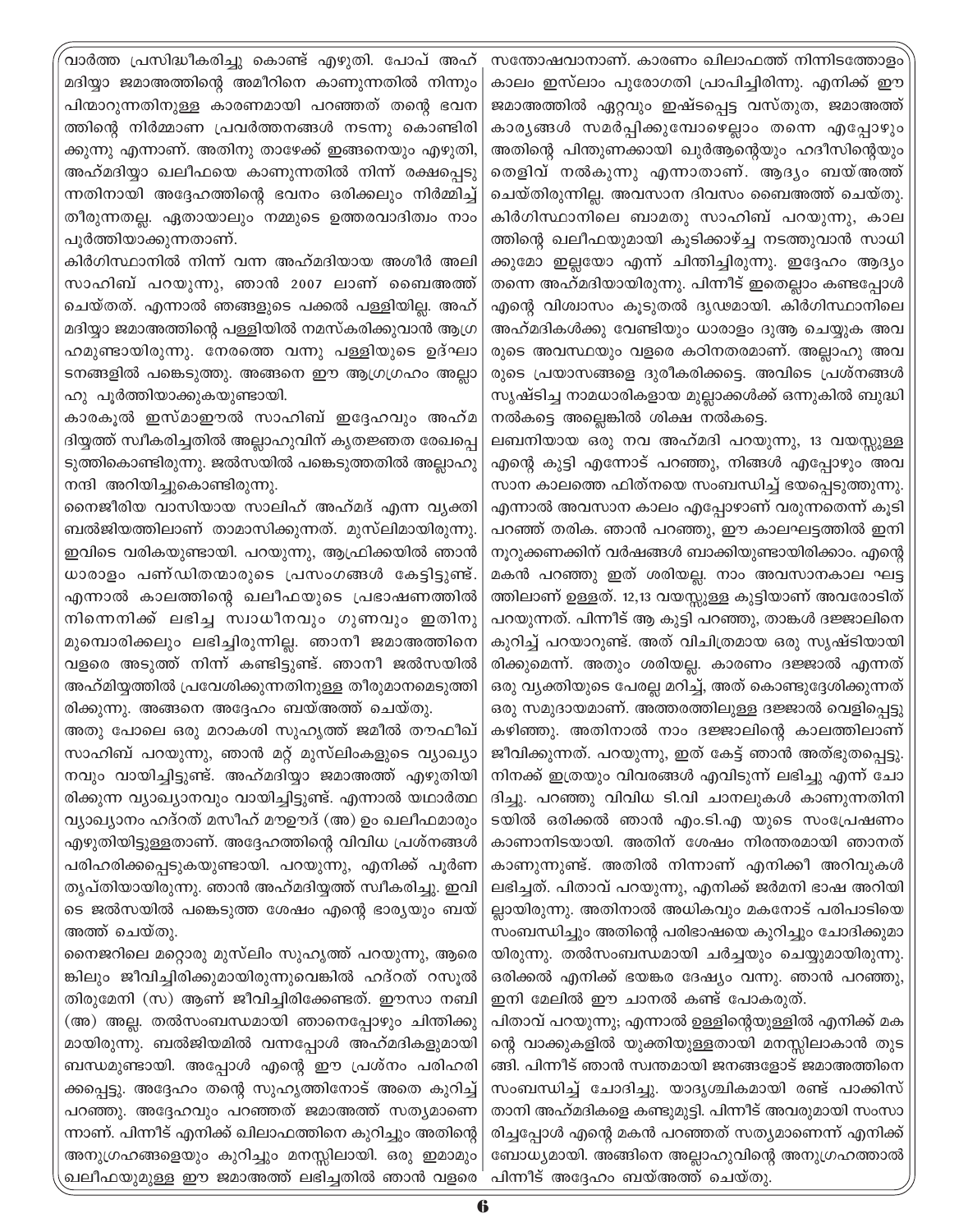വാർത്ത പ്രസിദ്ധീകരിച്ചു കൊണ്ട് എഴുതി. പോപ് അഹ്മദിയ്യാ ജമാഅത്തിന്റെ അമീറിനെ കാണുന്നതിൽ നിന്നും പിന്മാറുന്നതിനുള്ള കാരണമായി പറഞ്ഞത് തന്റെ ഭവനത്തിന്റെ നിർമ്മാണ പ്രവർത്തനങ്ങൾ നടന്നു കൊണ്ടിരിക്കുന്നു എന്നാണ്. അതിനു താഴേക്ക് ഇങ്ങനെയും എഴുതി, അഹ്മദിയ്യാ ഖലീഫയെ കാണുന്നതിൽ നിന്ന് രക്ഷപ്പെടുന്നതിനായി അദ്ദേഹത്തിന്റെ ഭവനം ഒരിക്കലും നിർമ്മിച്ച് തീരുന്നതല്ല. ഏതായാലും നമ്മുടെ ഉത്തരവാദിത്വം നാം പൂർത്തിയാക്കുന്നതാണ്.

കിർഗിസ്ഥാനിൽ നിന്ന് വന്ന അഹ്മദിയായ അശീർ അലി സാഹിബ് പറയുന്നു, ഞാൻ 2007 ലാണ് ബൈഅത്ത് ചെയ്തത്. എന്നാൽ ഞങ്ങളുടെ പക്കൽ പള്ളിയില്ല. അഹ്മദിയ്യാ ജമാഅത്തിന്റെ പള്ളിയിൽ നമസ്കരിക്കുവാൻ ആഗ്രഹമുണ്ടായിരുന്നു. നേരത്തെ വന്നു പള്ളിയുടെ ഉദ്ഘാടനങ്ങളിൽ പങ്കെടുത്തു. അങ്ങനെ ഈ ആഗ്രഹം അല്ലാഹു പൂർത്തിയാക്കുകയുണ്ടായി.

കാരകൂൽ ഇസ്മാഈൽ സാഹിബ് ഇദ്ദേഹവും അഹ്മദിയ്യത്ത് സ്വീകരിച്ചതിൽ അല്ലാഹുവിന് കൃതജ്ഞത രേഖപ്പെടുത്തികൊണ്ടിരുന്നു. ജൽസയിൽ പങ്കെടുത്തതിൽ അല്ലാഹുനന്ദി അറിയിച്ചുകൊണ്ടിരുന്നു.

നൈജീരിയ വാസിയായ സാലിഹ് അഹ്മദ് എന്ന വ്യക്തി ബൽജിയത്തിലാണ് താമാസിക്കുന്നത്. മുസ്ലിമായിരുന്നു. ഇവിടെ വരികയുണ്ടായി. പറയുന്നു, ആഫ്രിക്കയിൽ ഞാൻ ധാരാളം പണ്ഡിതന്മാരുടെ പ്രസംഗങ്ങൾ കേട്ടിട്ടുണ്ട്. എന്നാൽ കാലത്തിന്റെ ഖലീഫയുടെ പ്രഭാഷണത്തിൽ നിന്നെനിക്ക് ലഭിച്ച സ്വാധീനവും ഗുണവും ഇതിനു മുമ്പൊരിക്കലും ലഭിച്ചിരുന്നില്ല. ഞാനീ ജമാഅത്തിനെ വളരെ അടുത്ത് നിന്ന് കണ്ടിട്ടുണ്ട്. ഞാനീ ജൽസയിൽ അഹ്മദിയ്യത്തിൽ പ്രവേശിക്കുന്നതിനുള്ള തീരുമാനമെടുത്തിരിക്കുന്നു. അങ്ങനെ അദ്ദേഹം ബയ്അത്ത് ചെയ്തു.

അതു പോലെ ഒരു മറാകശി സുഹൃത്ത് ജമീൽ തൗഫീഖ് സാഹിബ് പറയുന്നു, ഞാൻ മറ്റ് മുസ്ലിംകളുടെ വ്യാഖ്യാനവും വായിച്ചിട്ടുണ്ട്. അഹ്മദിയ്യാ ജമാഅത്ത് എഴുതിയിരിക്കുന്ന വ്യാഖ്യാനവും വായിച്ചിട്ടുണ്ട്. എന്നാൽ യഥാർത്ഥ വ്യാഖ്യാനം ഹദ്റത് മസീഹ് മൗഊദ് (അ) ഉം ഖലീഫമാരും എഴുതിയിട്ടുള്ളതാണ്. അദ്ദേഹത്തിന്റെ വിവിധ പ്രശ്നങ്ങൾ പരിഹരിക്കപ്പെടുകയുണ്ടായി. പറയുന്നു, എനിക്ക് പൂർണ തൃപ്തിയായിരുന്നു. ഞാൻ അഹ്മദിയ്യത്ത് സ്വീകരിച്ചു. ഇവിടെ ജൽസയിൽ പങ്കെടുത്ത ശേഷം എന്റെ ഭാര്യയും ബയ്അത്ത് ചെയ്തു.

നൈജറിലെ മറ്റൊരു മുസ്ലിം സുഹൃത്ത് പറയുന്നു, ആരെങ്കിലും ജീവിച്ചിരിക്കുമായിരുന്നുവെങ്കിൽ ഹദ്റത് റസൂൽ തിരുമേനി (സ) ആണ് ജീവിച്ചിരിക്കേണ്ടത്. ഈസാ നബി (അ) അല്ല. തൽസംബന്ധമായി ഞാനെപ്പോഴും ചിന്തിക്കുമായിരുന്നു. ബൽജിയമിൽ വന്നപ്പോൾ അഹ്മദികളുമായി ബന്ധമുണ്ടായി. അപ്പോൾ എന്റെ ഈ പ്രശ്നം പരിഹരിക്കപ്പെട്ടു. അദ്ദേഹം തന്റെ സുഹൃത്തിനോട് അതെ കുറിച്ച് പറഞ്ഞു. അദ്ദേഹവും പറഞ്ഞത് ജമാഅത്ത് സത്യമാണെന്നാണ്. പിന്നീട് എനിക്ക് ഖിലാഫത്തിനെ കുറിച്ചും അതിന്റെ അനുഗ്രഹങ്ങളെയും കുറിച്ചും മനസ്സിലായി. ഒരു ഇമാമും ഖലീഫയുമുള്ള ഈ ജമാഅത്ത് ലഭിച്ചതിൽ ഞാൻ വളരെ സന്തോഷവാനാണ്. കാരണം ഖിലാഫത്ത് നിന്നിടത്തോളം കാലം ഇസ്ലാം പുരോഗതി പ്രാപിച്ചിരുന്നു. എനിക്ക് ഈ ജമാഅത്തിൽ ഏറ്റവും ഇഷ്ടപ്പെട്ട വസ്തുത, ജമാഅത്ത് കാര്യങ്ങൾ സമർപ്പിക്കുമ്പോഴെല്ലാം തന്നെ എപ്പോഴും അതിന്റെ പിന്തുണക്കായി ഖുർആന്റെയും ഹദീസിന്റെയും തെളിവ് നൽകുന്നു എന്നാതാണ്. ആദ്യം ബയ്അത്ത് ചെയ്തിരുന്നില്ല. അവസാന ദിവസം ബൈഅത്ത് ചെയ്തു.

കിർഗിസ്ഥാനിലെ ബാമതു സാഹിബ് പറയുന്നു, കാലത്തിന്റെ ഖലീഫയുമായി കൂടിക്കാഴ്ച്ച നടത്തുവാൻ സാധിക്കുമോ ഇല്ലയോ എന്ന് ചിന്തിച്ചിരുന്നു. ഇദ്ദേഹം ആദ്യം തന്നെ അഹ്മദിയായിരുന്നു. പിന്നീട് ഇതെല്ലാം കണ്ടപ്പോൾ എന്റെ വിശ്വാസം കൂടുതൽ ദൃഢമായി. കിർഗിസ്ഥാനിലെ അഹ്മദികൾക്കു വേണ്ടിയും ധാരാളം ദുആ ചെയ്യുക അവരുടെ അവസ്ഥയും വളരെ കഠിനതരമാണ്. അല്ലാഹു അവരുടെ പ്രയാസങ്ങളെ ദുരീകരിക്കട്ടെ. അവിടെ പ്രശ്നങ്ങൾ സൃഷ്ടിച്ച നാമധാരികളായ മുല്ലാക്കൾക്ക് ഒന്നുകിൽ ബുദ്ധി നൽകട്ടെ അല്ലെങ്കിൽ ശിക്ഷ നൽകട്ടെ.

ലബനിയായ ഒരു നവ അഹ്മദി പറയുന്നു, 13 വയസ്സുള്ള എന്റെ കുട്ടി എന്നോട് പറഞ്ഞു, നിങ്ങൾ എപ്പോഴും അവസാന കാലത്തെ ഫിത്നയെ സംബന്ധിച്ച് ഭയപ്പെടുത്തുന്നു. എന്നാൽ അവസാന കാലം എപ്പോഴാണ് വരുന്നതെന്ന് കൂടി പറഞ്ഞ് തരിക. ഞാൻ പറഞ്ഞു, ഈ കാലഘട്ടത്തിൽ ഇനി നൂറുക്കണക്കിന് വർഷങ്ങൾ ബാക്കിയുണ്ടായിരിക്കാം. എന്റെ മകൻ പറഞ്ഞു ഇത് ശരിയല്ല. നാം അവസാനകാല ഘട്ടത്തിലാണ് ഉള്ളത്. 12,13 വയസ്സുള്ള കുട്ടിയാണ് അവരോടിത് പറയുന്നത്. പിന്നീട് ആ കുട്ടി പറഞ്ഞു, താങ്കൾ ദജ്ജാലിനെ കുറിച്ച് പറയാറുണ്ട്. അത് വിചിത്രമായ ഒരു സൃഷ്ടിയായിരിക്കുമെന്ന്. അതും ശരിയല്ല. കാരണം ദജ്ജാൽ എന്നത് ഒരു വ്യക്തിയുടെ പേരല്ല മറിച്ച്, അത് കൊണ്ടുദ്ദേശിക്കുന്നത് ഒരു സമുദായമാണ്. അത്തരത്തിലുള്ള ദജ്ജാൽ വെളിപ്പെട്ടു കഴിഞ്ഞു. അതിനാൽ നാം ദജ്ജാലിന്റെ കാലത്തിലാണ് ജീവിക്കുന്നത്. പറയുന്നു, ഇത് കേട്ട് ഞാൻ അത്ഭുതപ്പെട്ടു. നിനക്ക് ഇത്രയും വിവരങ്ങൾ എവിടുന്ന് ലഭിച്ചു എന്ന് ചോദിച്ചു. പറഞ്ഞു വിവിധ ടി.വി ചാനലുകൾ കാണുന്നതിനിടയിൽ ഒരിക്കൽ ഞാൻ എം.ടി.എ യുടെ സംപ്രേഷണം കാണാനിടയായി. അതിന് ശേഷം നിരന്തരമായി ഞാനത് കാണുന്നുണ്ട്. അതിൽ നിന്നാണ് എനിക്കീ അറിവുകൾ ലഭിച്ചത്. പിതാവ് പറയുന്നു, എനിക്ക് ജർമനി ഭാഷ അറിയില്ലായിരുന്നു. അതിനാൽ അധികവും മകനോട് പരിപാടിയെ സംബന്ധിച്ചും അതിന്റെ പരിഭാഷയെ കുറിച്ചും ചോദിക്കുമായിരുന്നു. തൽസംബന്ധമായി ചർച്ചയും ചെയ്യുമായിരുന്നു. ഒരിക്കൽ എനിക്ക് ഭയങ്കര ദേഷ്യം വന്നു. ഞാൻ പറഞ്ഞു, ഇനി മേലിൽ ഈ ചാനൽ കണ്ട് പോകരുത്.

പിതാവ് പറയുന്നു; എന്നാൽ ഉള്ളിന്റെയുള്ളിൽ എനിക്ക് മകന്റെ വാക്കുകളിൽ യുക്തിയുള്ളതായി മനസ്സിലാകാൻ തുടങ്ങി. പിന്നീട് ഞാൻ സ്വന്തമായി ജനങ്ങളോട് ജമാഅത്തിനെ സംബന്ധിച്ച് ചോദിച്ചു. യാദൃശ്ചികമായി രണ്ട് പാക്കിസ്താനി അഹ്മദികളെ കണ്ടുമുട്ടി. പിന്നീട് അവരുമായി സംസാരിച്ചപ്പോൾ എന്റെ മകൻ പറഞ്ഞത് സത്യമാണെന്ന് എനിക്ക് ബോധ്യമായി. അങ്ങിനെ അല്ലാഹുവിന്റെ അനുഗ്രഹത്താൽ പിന്നീട് അദ്ദേഹം ബയ്അത്ത് ചെയ്തു.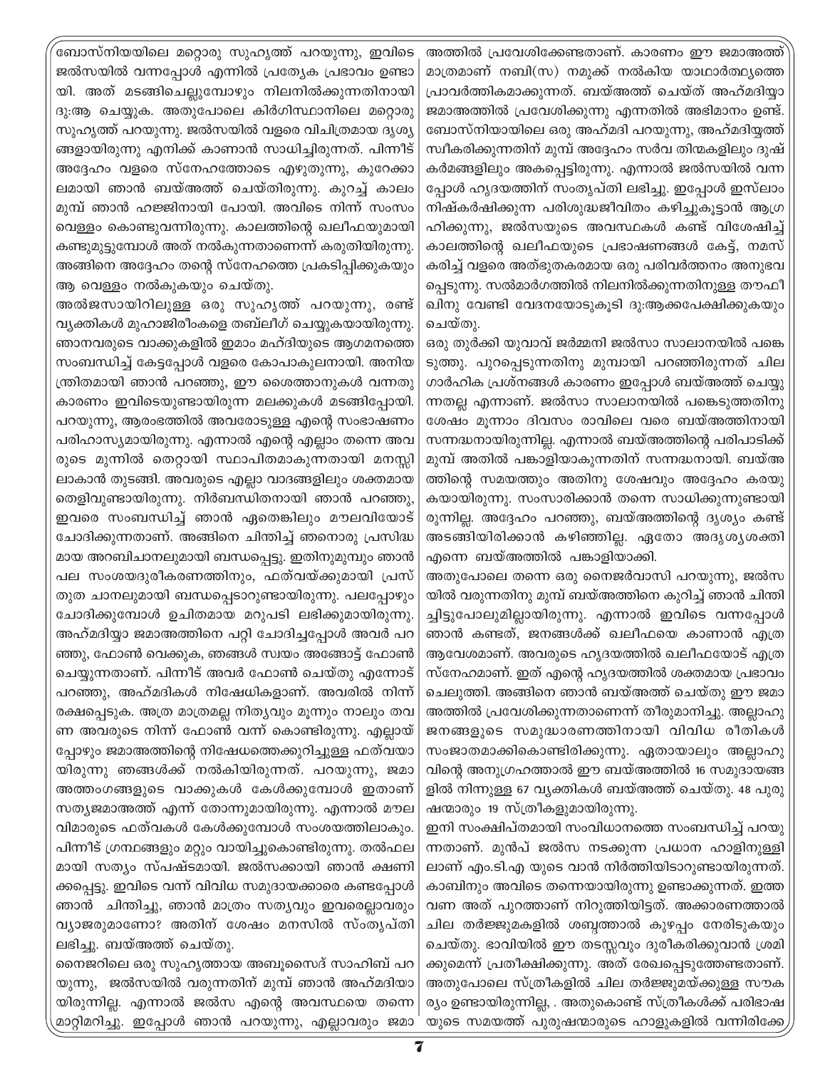ബോസ്നിയയിലെ മറ്റൊരു സുഹൃത്ത് പറയുന്നു, ഇവിടെ ജൽസയിൽ വന്നപ്പോൾ എന്നിൽ പ്രത്യേക പ്രഭാവം ഉണ്ടായി. അത് മടങ്ങിചെല്ലുമ്പോഴും നിലനിൽക്കുന്നതിനായി ദു:ആ ചെയ്യുക. അതുപോലെ കിർഗിസ്ഥാനിലെ മറ്റൊരു സുഹൃത്ത് പറയുന്നു. ജൽസയിൽ വളരെ വിചിത്രമായ ദൃശ്യങ്ങളായിരുന്നു എനിക്ക് കാണാൻ സാധിച്ചിരുന്നത്. പിന്നീട് അദ്ദേഹം വളരെ സ്നേഹത്തോടെ എഴുതുന്നു, കുറേക്കാലമായി ഞാൻ ബയ്അത്ത് ചെയ്തിരുന്നു. കുറച്ച് കാലം മുമ്പ് ഞാൻ ഹജ്ജിനായി പോയി. അവിടെ നിന്ന് സംസം വെള്ളം കൊണ്ടുവന്നിരുന്നു. കാലത്തിന്റെ ഖലീഫയുമായി കണ്ടുമുട്ടുമ്പോൾ അത് നൽകുന്നതാണെന്ന് കരുതിയിരുന്നു. അങ്ങിനെ അദ്ദേഹം തന്റെ സ്നേഹത്തെ പ്രകിപ്പിക്കുകയും ആ വെള്ളം നൽകുകയും ചെയ്തു.

അൽജസായിറിലുള്ള ഒരു സുഹൃത്ത് പറയുന്നു, രണ്ട് വ്യക്തികൾ മുഹാജിരീംകളെ തബ്ലീഗ് ചെയ്യുകയായിരുന്നു. ഞാനവരുടെ വാക്കുകളിൽ ഇമാം മഹ്ദിയുടെ ആഗമനത്തെ സംബന്ധിച്ച് കേട്ടപ്പോൾ വളരെ കോപാകുലനായി. അനിയന്ത്രിതമായി ഞാൻ പറഞ്ഞു, ഈ ശൈത്താനുകൾ വന്നതു കാരണം ഇവിടെയുണ്ടായിരുന്ന മലക്കുകൾ മടങ്ങിപ്പോയി. പറയുന്നു, ആരംഭത്തിൽ അവരോടുള്ള എന്റെ സംഭാഷണം പരിഹാസ്യമായിരുന്നു. എന്നാൽ എന്റെ എല്ലാം തന്നെ അവരുടെ മുന്നിൽ തെറ്റായി സ്ഥാപിതമാകുന്നതായി മനസ്സിലാകാൻ തുടങ്ങി. അവരുടെ എല്ലാ വാദങ്ങളിലും ശക്തമായ തെളിവുണ്ടായിരുന്നു. നിർബന്ധിതനായി ഞാൻ പറഞ്ഞു, ഇവരെ സംബന്ധിച്ച് ഞാൻ ഏതെങ്കിലും മൗലവിയോട് ചോദിക്കുന്നതാണ്. അങ്ങിനെ ചിന്തിച്ച് ഞനൊരു പ്രസിദ്ധമായ അറബിചാനലുമായി ബന്ധപ്പെട്ടു. ഇതിനുമുമ്പും ഞാൻ പല സംശയദൂരീകരണത്തിനും, ഫത്വക്കുമായി പ്രസ്തുത ചാനലുമായി ബന്ധപ്പെടാറുണ്ടായിരുന്നു. പലപ്പോഴും ചോദിക്കുമ്പോൾ ഉചിതമായ മറുപടി ലഭിക്കുമായിരുന്നു. അഹ്മദിയ്യാ ജമാഅത്തിനെ പറ്റി ചോദിച്ചപ്പോൾ അവർ പറഞ്ഞു, ഫോൺ വെക്കുക, ഞങ്ങൾ സ്വയം അങ്ങോട്ട് ഫോൺ ചെയ്യുന്നതാണ്. പിന്നീട് അവർ ഫോൺ ചെയ്തു എന്നോട് പറഞ്ഞു, അഹ്മദികൾ നിഷേധികളാണ്. അവരിൽ നിന്ന് രക്ഷപ്പെടുക. അത്ര മാത്രമല്ല നിത്യവും മൂന്നും നാലും തവണ അവരുടെ നിന്ന് ഫോൺ വന്ന് കൊണ്ടിരുന്നു. എല്ലായ്പ്പോഴും ജമാഅത്തിന്റെ നിഷേധത്തെക്കുറിച്ചുള്ള ഫത്വയായിരുന്നു ഞങ്ങൾക്ക് നൽകിയിരുന്നത്. പറയുന്നു, ജമാഅത്തംഗങ്ങളുടെ വാക്കുകൾ കേൾക്കുമ്പോൾ ഇതാണ് സത്യജമാഅത്ത് എന്ന് തോന്നുമായിരുന്നു. എന്നാൽ മൗലവിമാരുടെ ഫത്വകൾ കേൾക്കുമ്പോൾ സംശയത്തിലാകും. പിന്നീട് ഗ്രന്ഥങ്ങളും മറ്റും വായിച്ചുകൊണ്ടിരുന്നു. തൽഫലമായി സത്യം സ്പഷ്ടമായി. ജൽസക്കായി ഞാൻ ക്ഷണിക്കപ്പെട്ടു. ഇവിടെ വന്ന് വിവിധ സമുദായക്കാരെ കണ്ടപ്പോൾ ഞാൻ ചിന്തിച്ചു, ഞാൻ മാത്രം സത്യവും ഇവരെല്ലാവരും വ്യാജരുമാണോ? അതിന് ശേഷം മനസിൽ സംതൃപ്തി ലഭിച്ചു. ബയ്അത്ത് ചെയ്തു.

നൈജറിലെ ഒരു സുഹൃത്തായ അബൂസൈദ് സാഹിബ് പറയുന്നു, ജൽസയിൽ വരുന്നതിന് മുമ്പ് ഞാൻ അഹ്മദിയായിരുന്നില്ല. എന്നാൽ ജൽസ എന്റെ അവസ്ഥയെ തന്നെ മാറ്റിമറിച്ചു. ഇപ്പോൾ ഞാൻ പറയുന്നു, എല്ലാവരും ജമാഅത്തിൽ പ്രവേശിക്കേണ്ടതാണ്. കാരണം ഈ ജമാഅത്ത് മാത്രമാണ് നബി(സ) നമുക്ക് നൽകിയ യാഥാർത്ഥ്യത്തെ പ്രാവർത്തികമാക്കുന്നത്. ബയ്അത്ത് ചെയ്ത് അഹ്മദിയ്യാ ജമാഅത്തിൽ പ്രവേശിക്കുന്നു എന്നതിൽ അഭിമാനം ഉണ്ട്.

ബോസ്നിയായിലെ ഒരു അഹ്മദി പറയുന്നു, അഹ്മദിയ്യത്ത് സ്വീകരിക്കുന്നതിന് മുമ്പ് അദ്ദേഹം സർവ തിന്മകളിലും ദുഷ്കർമങ്ങളിലും അകപ്പെട്ടിരുന്നു. എന്നാൽ ജൽസയിൽ വന്നപ്പോൾ ഹൃദയത്തിന് സംതൃപ്തി ലഭിച്ചു. ഇപ്പോൾ ഇസ്ലാം നിഷ്കർഷിക്കുന്ന പരിശുദ്ധജീവിതം കഴിച്ചുകൂട്ടാൻ ആഗ്രഹിക്കുന്നു, ജൽസയുടെ അവസ്ഥകൾ കണ്ട് വിശേഷിച്ച് കാലത്തിന്റെ ഖലീഫയുടെ പ്രഭാഷണങ്ങൾ കേട്ട്, നമസ്കരിച്ച് വളരെ അത്ഭുതകരമായ ഒരു പരിവർത്തനം അനുഭവപ്പെടുന്നു. സൽമാർഗത്തിൽ നിലനിൽക്കുന്നതിനുള്ള തൗഫീഖിനു വേണ്ടി വേദനയോടുകൂടി ദു:ആക്കപേക്ഷിക്കുകയും ചെയ്തു.

ഒരു തുർക്കി യുവാവ് ജർമ്മനി ജൽസാ സാലാനയിൽ പങ്കെടുത്തു. പുറപ്പെടുന്നതിനു മുമ്പായി പറഞ്ഞിരുന്നത് ചില ഗാർഹിക പ്രശ്നങ്ങൾ കാരണം ഇപ്പോൾ ബയ്അത്ത് ചെയ്യുന്നതല്ല എന്നാണ്. ജൽസാ സാലാനയിൽ പങ്കെടുത്തതിനു ശേഷം മൂന്നാം ദിവസം രാവിലെ വരെ ബയ്അത്തിനായി സന്നദ്ധനായിരുന്നില്ല. എന്നാൽ ബയ്അത്തിന്റെ പരിപാടിക്ക് മുമ്പ് അതിൽ പങ്കാളിയാകുന്നതിന് സന്നദ്ധനായി. ബയ്അത്തിന്റെ സമയത്തും അതിനു ശേഷവും അദ്ദേഹം കരയുകയായിരുന്നു. സംസാരിക്കാൻ തന്നെ സാധിക്കുന്നുണ്ടായിരുന്നില്ല. അദ്ദേഹം പറഞ്ഞു, ബയ്അത്തിന്റെ ദൃശ്യം കണ്ട് അടങ്ങിയിരിക്കാൻ കഴിഞ്ഞില്ല. ഏതോ അദൃശ്യശക്തി എന്നെ ബയ്അത്തിൽ പങ്കാളിയാക്കി.

അതുപോലെ തന്നെ ഒരു നൈജർവാസി പറയുന്നു, ജൽസയിൽ വരുന്നതിനു മുമ്പ് ബയ്അത്തിനെ കുറിച്ച് ഞാൻ ചിന്തിച്ചിട്ടുപോലുമില്ലായിരുന്നു. എന്നാൽ ഇവിടെ വന്നപ്പോൾ ഞാൻ കണ്ടത്, ജനങ്ങൾക്ക് ഖലീഫയെ കാണാൻ എത്ര ആവേശമാണ്. അവരുടെ ഹൃദയത്തിൽ ഖലീഫയോട് എത്ര സ്നേഹമാണ്. ഇത് എന്റെ ഹൃദയത്തിൽ ശക്തമായ പ്രഭാവം ചെലുത്തി. അങ്ങിനെ ഞാൻ ബയ്അത്ത് ചെയ്തു ഈ ജമാഅത്തിൽ പ്രവേശിക്കുന്നതാണെന്ന് തീരുമാനിച്ചു. അല്ലാഹു ജനങ്ങളുടെ സമുദ്ധാരണത്തിനായി വിവിധ രീതികൾ സംജാതമാക്കികൊണ്ടിരിക്കുന്നു. ഏതായാലും അല്ലാഹുവിന്റെ അനുഗ്രഹത്താൽ ഈ ബയ്അത്തിൽ 16 സമുദായങ്ങളിൽ നിന്നുള്ള 67 വ്യക്തികൾ ബയ്അത്ത് ചെയ്തു. 48 പുരുഷന്മാരും 19 സ്ത്രീകളുമായിരുന്നു.

ഇനി സംക്ഷിപ്തമായി സംവിധാനത്തെ സംബന്ധിച്ച് പറയുന്നതാണ്. മുൻപ് ജൽസ നടക്കുന്ന പ്രധാന ഹാളിനുള്ളിലാണ് എം.ടി.എ യുടെ വാൻ നിർത്തിയിടാറുണ്ടായിരുന്നത്. കാബിനും അവിടെ തന്നെയായിരുന്നു ഉണ്ടാക്കുന്നത്. ഇത്തവണ അത് പുറത്താണ് നിറുത്തിയിട്ടത്. അക്കാരണത്താൽ ചില തർജ്ജുമകളിൽ ശബ്ദത്താൽ കുഴപ്പം നേരിടുകയും ചെയ്തു. ഭാവിയിൽ ഈ തടസ്സവും ദൂരീകരിക്കുവാൻ ശ്രമിക്കുമെന്ന് പ്രതീക്ഷിക്കുന്നു. അത് രേഖപ്പെടുത്തേണ്ടതാണ്. അതുപോലെ സ്ത്രീകളിൽ ചില തർജ്ജുമയ്ക്കുള്ള സൗകര്യം ഉണ്ടായിരുന്നില്ല, . അതുകൊണ്ട് സ്ത്രീകൾക്ക് പരിഭാഷയുടെ സമയത്ത് പുരുഷന്മാരുടെ ഹാളുകളിൽ വന്നിരിക്കേ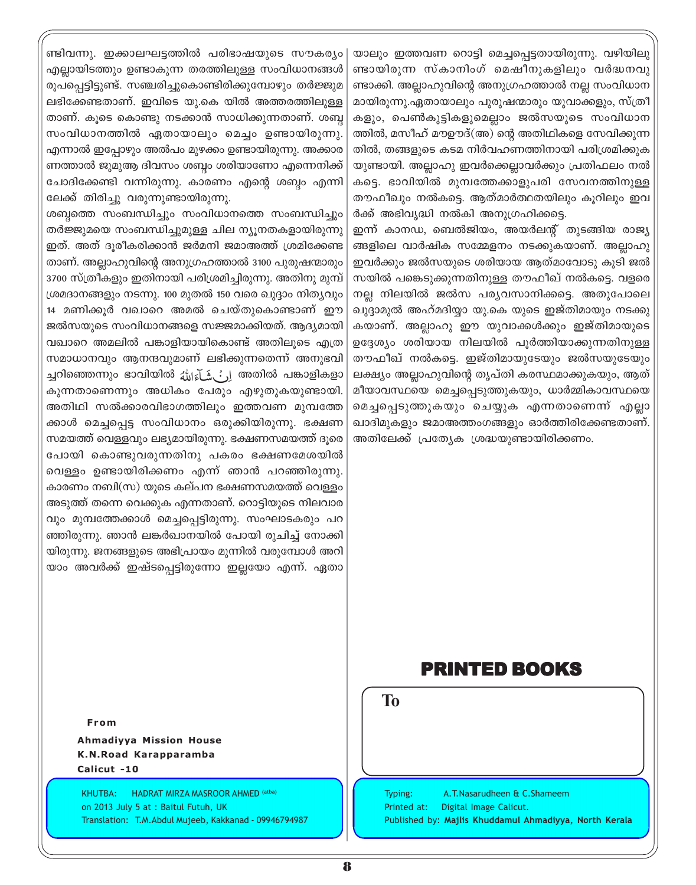ണ്ടിവന്നു. ഇക്കാലഘട്ടത്തിൽ പരിഭാഷയുടെ സൗകര്യം എല്ലായിടത്തും ഉണ്ടാകുന്ന തരത്തിലുള്ള സംവിധാനങ്ങൾ രൂപപ്പെട്ടിട്ടുണ്ട്. സഞ്ചരിച്ചുകൊണ്ടിരിക്കുമ്പോഴും തർജ്ജുമ ലഭിക്കേണ്ടതാണ്. ഇവിടെ യു.കെ യിൽ അത്തരത്തിലുള്ള താണ്. കൂടെ കൊണ്ടു നടക്കാൻ സാധിക്കുന്നതാണ്. ശബ്ദ സംവിധാനത്തിൽ ഏതായാലും മെച്ചം ഉണ്ടായിരുന്നു. എന്നാൽ ഇപ്പോഴും അൽപം മുഴക്കം ഉണ്ടായിരുന്നു. അക്കാര ണത്താൽ ജുമുഅ ദിവസം ശബ്ദം ശരിയാണോ എന്നെനിക്ക് ചോദിക്കേണ്ടി വന്നിരുന്നു. കാരണം എന്റെ ശബ്ദം എന്നി ലേക്ക് തിരിച്ചു വരുന്നുണ്ടായിരുന്നു.

ശബ്ദത്തെ സംബന്ധിച്ചും സംവിധാനത്തെ സംബന്ധിച്ചും തർജ്ജുമയെ സംബന്ധിച്ചുമുള്ള ചില ന്യൂനതകളായിരുന്നു ഇത്. അത് ദൂരീകരിക്കാൻ ജർമനി ജമാഅത്ത് ശ്രമിക്കേണ്ട താണ്. അല്ലാഹുവിന്റെ അനുഗ്രഹത്താൽ 3100 പുരുഷന്മാരും 3700 സ്ത്രീകളും ഇതിനായി പരിശ്രമിച്ചിരുന്നു. അതിനു മുമ്പ് ശ്രമദാനങ്ങളും നടന്നു. 100 മുതൽ 150 വരെ ഖുദ്ദാം നിത്യവും 14 മണിക്കൂർ വഖാറെ അമൽ ചെയ്തുകൊണ്ടാണ് ഈ ജൽസയുടെ സംവിധാനങ്ങളെ സജ്ജമാക്കിയത്. ആദ്യമായി വഖാറെ അമലിൽ പങ്കാളിയായികൊണ്ട് അതിലൂടെ എത്ര സമാധാനവും ആനന്ദവുമാണ് ലഭിക്കുന്നതെന്ന് അനുഭവി ച്ചറിഞ്ഞെന്നും ഭാവിയിൽ إِنْ شَآءَ اللهُ അതിൽ പങ്കാളികളാ കുന്നതാണെന്നും അധികം പേരും എഴുതുകയുണ്ടായി. അതിഥി സൽക്കാരവിഭാഗത്തിലും ഇത്തവണ മുമ്പത്തേ ക്കാൾ മെച്ചപ്പെട്ട സംവിധാനം ഒരുക്കിയിരുന്നു. ഭക്ഷണ സമയത്ത് വെള്ളവും ലഭ്യമായിരുന്നു. ഭക്ഷണസമയത്ത് ദൂരെ പോയി കൊണ്ടുവരുന്നതിനു പകരം ഭക്ഷണമേശയിൽ വെള്ളം ഉണ്ടായിരിക്കണം എന്ന് ഞാൻ പറഞ്ഞിരുന്നു. കാരണം നബി(സ) യുടെ കല്പന ഭക്ഷണസമയത്ത് വെള്ളം അടുത്ത് തന്നെ വെക്കുക എന്നതാണ്. റൊട്ടിയുടെ നിലവാര വും മുമ്പത്തേക്കാൾ മെച്ചപ്പെട്ടിരുന്നു. സംഘാടകരും പറ ഞ്ഞിരുന്നു. ഞാൻ ലങ്കർഖാനയിൽ പോയി രുചിച്ച് നോക്കി യിരുന്നു. ജനങ്ങളുടെ അഭിപ്രായം മുന്നിൽ വരുമ്പോൾ അറി യാം അവർക്ക് ഇഷ്ടപ്പെട്ടിരുന്നോ ഇല്ലയോ എന്ന്. ഏതാ യാലും ഇത്തവണ റൊട്ടി മെച്ചപ്പെട്ടതായിരുന്നു. വഴിയിലു ണ്ടായിരുന്ന സ്കാനിംഗ് മെഷീനുകളിലും വർദ്ധനവു ണ്ടാക്കി. അല്ലാഹുവിന്റെ അനുഗ്രഹത്താൽ നല്ല സംവിധാന മായിരുന്നു.ഏതായാലും പുരുഷന്മാരും യുവാക്കളും, സ്ത്രീ കളും, പെൺകുട്ടികളുമെല്ലാം ജൽസയുടെ സംവിധാന ത്തിൽ, മസീഹ് മൗഊദ്(അ) ന്റെ അതിഥികളെ സേവിക്കുന്ന തിൽ, തങ്ങളുടെ കടമ നിർവഹണത്തിനായി പരിശ്രമിക്കുക യുണ്ടായി. അല്ലാഹു ഇവർക്കെല്ലാവർക്കും പ്രതിഫലം നൽ കട്ടെ. ഭാവിയിൽ മുമ്പത്തേക്കാളുപരി സേവനത്തിനുള്ള തൗഫീഖും നൽകട്ടെ. ആത്മാർത്ഥതയിലും കൂറിലും ഇവ ർക്ക് അഭിവൃദ്ധി നൽകി അനുഗ്രഹിക്കട്ടെ.

ഇന്ന് കാനഡ, ബെൽജിയം, അയർലന്റ് തുടങ്ങിയ രാജ്യ ങ്ങളിലെ വാർഷിക സമ്മേളനം നടക്കുകയാണ്. അല്ലാഹു ഇവർക്കും ജൽസയുടെ ശരിയായ ആത്മാവോടു കൂടി ജൽ സയിൽ പങ്കെടുക്കുന്നതിനുള്ള തൗഫീഖ് നൽകട്ടെ. വളരെ നല്ല നിലയിൽ ജൽസ പര്യവസാനിക്കട്ടെ. അതുപോലെ ഖുദ്ദാമുൽ അഹ്മദിയ്യാ യു.കെ യുടെ ഇജ്തിമായും നടക്കു കയാണ്. അല്ലാഹു ഈ യുവാക്കൾക്കും ഇജ്തിമായുടെ ഉദ്ദേശ്യം ശരിയായ നിലയിൽ പൂർത്തിയാക്കുന്നതിനുള്ള തൗഫീഖ് നൽകട്ടെ. ഇജ്തിമായുടേയും ജൽസയുടേയും ലക്ഷ്യം അല്ലാഹുവിന്റെ തൃപ്തി കരസ്ഥമാക്കുകയും, ആത് മീയാവസ്ഥയെ മെച്ചപ്പെടുത്തുകയും, ധാർമ്മികാവസ്ഥയെ മെച്ചപ്പെടുത്തുകയും ചെയ്യുക എന്നതാണെന്ന് എല്ലാ ഖാദിമുകളും ജമാഅത്തംഗങ്ങളും ഓർത്തിരിക്കേണ്ടതാണ്. അതിലേക്ക് പ്രത്യേക ശ്രദ്ധയുണ്ടായിരിക്കണം.

**From**

**Ahmadiyya Mission House**
**K.N.Road Karapparamba**
**Calicut -10**

KHUTBA: HADRAT MIRZA MASROOR AHMED (atba)
on 2013 July 5 at : Baitul Futuh, UK
Translation: T.M.Abdul Mujeeb, Kakkanad - 09946794987

## PRINTED BOOKS

**To**

Typing: A.T.Nasarudheen & C.Shameem
Printed at: Digital Image Calicut.
Published by: **Majlis Khuddamul Ahmadiyya, North Kerala**